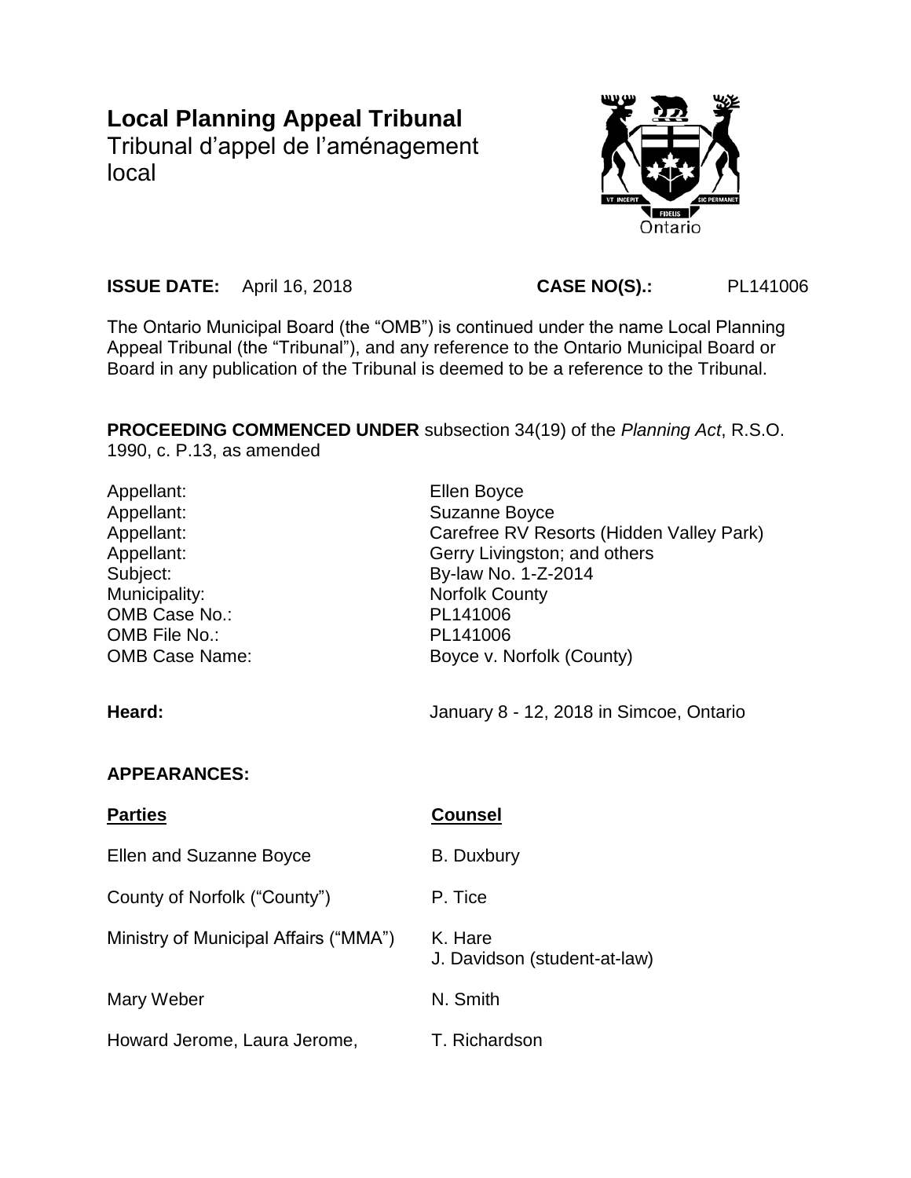# Local Planning Appeal Tribunal

Tribunal d'appel de l'aménagement local

**ISSUE DATE:** April 16, 2018 **CASE NO(S).:** PL141006

The Ontario Municipal Board (the "OMB") is continued under the name Local Planning Appeal Tribunal (the "Tribunal"), and any reference to the Ontario Municipal Board or Board in any publication of the Tribunal is deemed to be a reference to the Tribunal.

**PROCEEDING COMMENCED UNDER** subsection 34(19) of the *Planning Act*, R.S.O. 1990, c. P.13, as amended

| | |
|---|---|
| Appellant: | Ellen Boyce |
| Appellant: | Suzanne Boyce |
| Appellant: | Carefree RV Resorts (Hidden Valley Park) |
| Appellant: | Gerry Livingston; and others |
| Subject: | By-law No. 1-Z-2014 |
| Municipality: | Norfolk County |
| OMB Case No.: | PL141006 |
| OMB File No.: | PL141006 |
| OMB Case Name: | Boyce v. Norfolk (County) |

**Heard:** January 8 - 12, 2018 in Simcoe, Ontario

**APPEARANCES:**

| **Parties** | **Counsel** |
|---|---|
| Ellen and Suzanne Boyce | B. Duxbury |
| County of Norfolk ("County") | P. Tice |
| Ministry of Municipal Affairs ("MMA") | K. Hare<br>J. Davidson (student-at-law) |
| Mary Weber | N. Smith |
| Howard Jerome, Laura Jerome, | T. Richardson |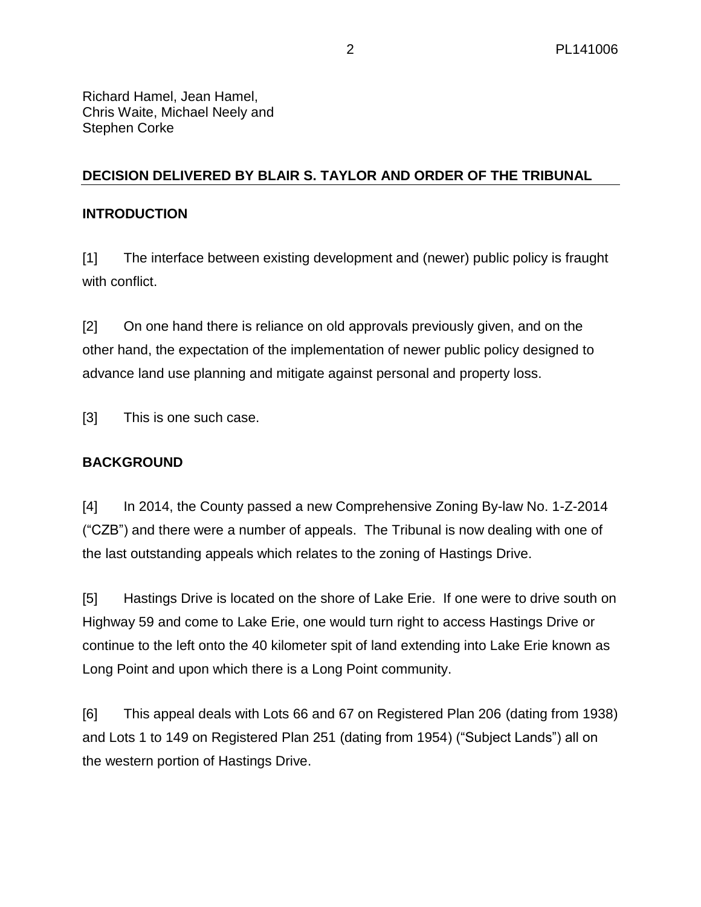Richard Hamel, Jean Hamel,
Chris Waite, Michael Neely and
Stephen Corke

**DECISION DELIVERED BY BLAIR S. TAYLOR AND ORDER OF THE TRIBUNAL**

**INTRODUCTION**

[1] The interface between existing development and (newer) public policy is fraught with conflict.

[2] On one hand there is reliance on old approvals previously given, and on the other hand, the expectation of the implementation of newer public policy designed to advance land use planning and mitigate against personal and property loss.

[3] This is one such case.

**BACKGROUND**

[4] In 2014, the County passed a new Comprehensive Zoning By-law No. 1-Z-2014 ("CZB") and there were a number of appeals. The Tribunal is now dealing with one of the last outstanding appeals which relates to the zoning of Hastings Drive.

[5] Hastings Drive is located on the shore of Lake Erie. If one were to drive south on Highway 59 and come to Lake Erie, one would turn right to access Hastings Drive or continue to the left onto the 40 kilometer spit of land extending into Lake Erie known as Long Point and upon which there is a Long Point community.

[6] This appeal deals with Lots 66 and 67 on Registered Plan 206 (dating from 1938) and Lots 1 to 149 on Registered Plan 251 (dating from 1954) ("Subject Lands") all on the western portion of Hastings Drive.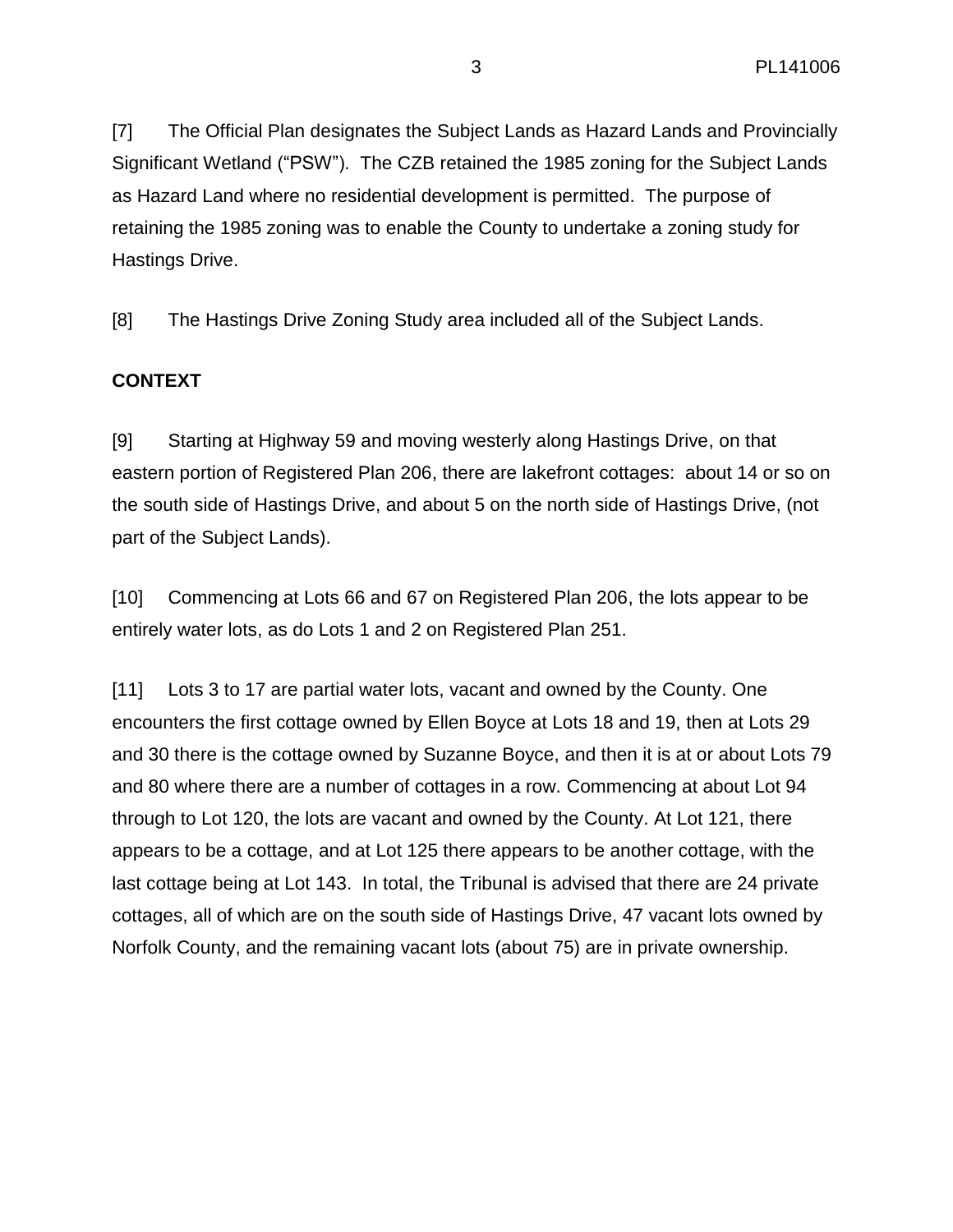[7] The Official Plan designates the Subject Lands as Hazard Lands and Provincially Significant Wetland ("PSW"). The CZB retained the 1985 zoning for the Subject Lands as Hazard Land where no residential development is permitted. The purpose of retaining the 1985 zoning was to enable the County to undertake a zoning study for Hastings Drive.

[8] The Hastings Drive Zoning Study area included all of the Subject Lands.

**CONTEXT**

[9] Starting at Highway 59 and moving westerly along Hastings Drive, on that eastern portion of Registered Plan 206, there are lakefront cottages: about 14 or so on the south side of Hastings Drive, and about 5 on the north side of Hastings Drive, (not part of the Subject Lands).

[10] Commencing at Lots 66 and 67 on Registered Plan 206, the lots appear to be entirely water lots, as do Lots 1 and 2 on Registered Plan 251.

[11] Lots 3 to 17 are partial water lots, vacant and owned by the County. One encounters the first cottage owned by Ellen Boyce at Lots 18 and 19, then at Lots 29 and 30 there is the cottage owned by Suzanne Boyce, and then it is at or about Lots 79 and 80 where there are a number of cottages in a row. Commencing at about Lot 94 through to Lot 120, the lots are vacant and owned by the County. At Lot 121, there appears to be a cottage, and at Lot 125 there appears to be another cottage, with the last cottage being at Lot 143. In total, the Tribunal is advised that there are 24 private cottages, all of which are on the south side of Hastings Drive, 47 vacant lots owned by Norfolk County, and the remaining vacant lots (about 75) are in private ownership.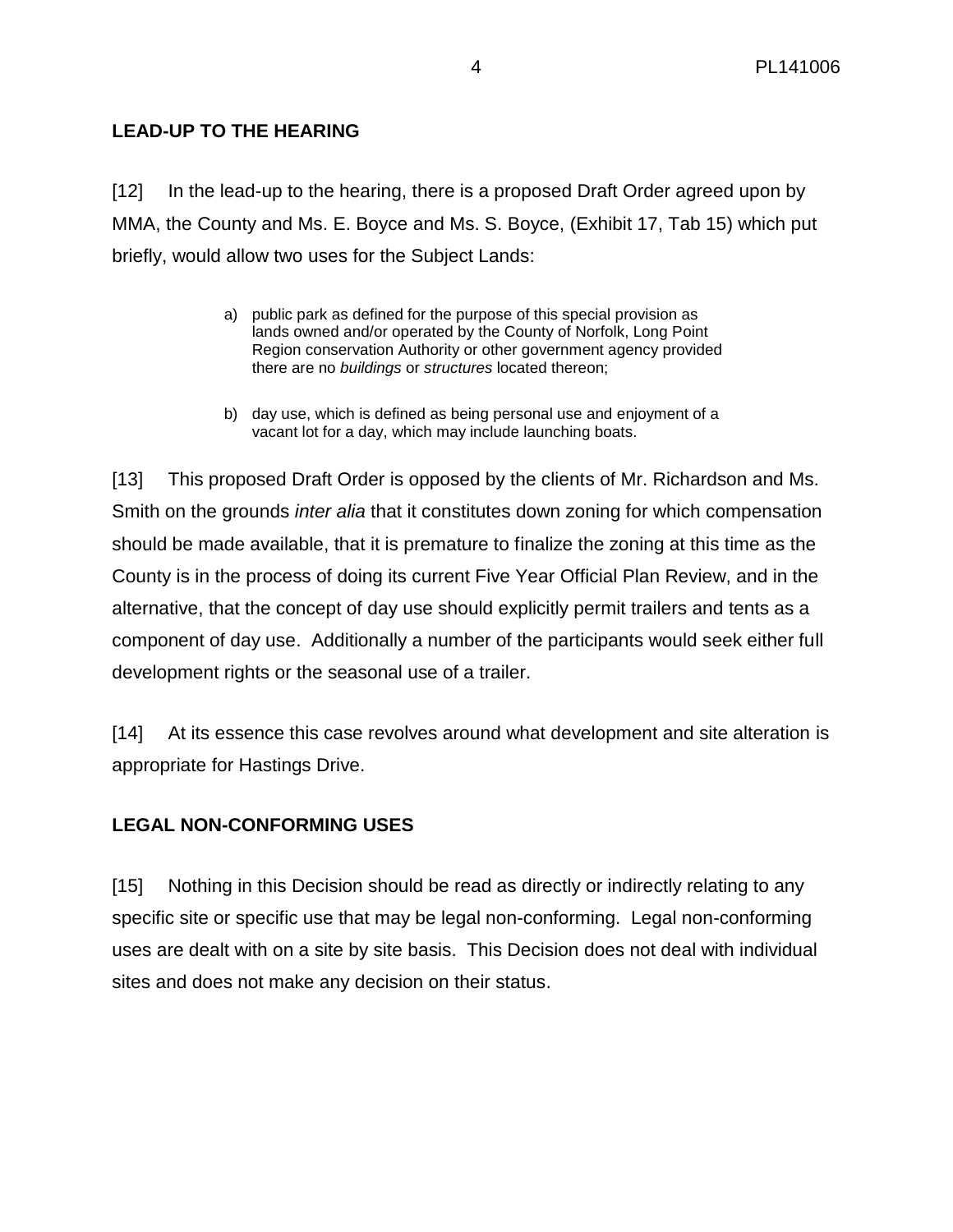## LEAD-UP TO THE HEARING

[12] In the lead-up to the hearing, there is a proposed Draft Order agreed upon by MMA, the County and Ms. E. Boyce and Ms. S. Boyce, (Exhibit 17, Tab 15) which put briefly, would allow two uses for the Subject Lands:

> a) public park as defined for the purpose of this special provision as lands owned and/or operated by the County of Norfolk, Long Point Region conservation Authority or other government agency provided there are no *buildings* or *structures* located thereon;
>
> b) day use, which is defined as being personal use and enjoyment of a vacant lot for a day, which may include launching boats.

[13] This proposed Draft Order is opposed by the clients of Mr. Richardson and Ms. Smith on the grounds *inter alia* that it constitutes down zoning for which compensation should be made available, that it is premature to finalize the zoning at this time as the County is in the process of doing its current Five Year Official Plan Review, and in the alternative, that the concept of day use should explicitly permit trailers and tents as a component of day use. Additionally a number of the participants would seek either full development rights or the seasonal use of a trailer.

[14] At its essence this case revolves around what development and site alteration is appropriate for Hastings Drive.

## LEGAL NON-CONFORMING USES

[15] Nothing in this Decision should be read as directly or indirectly relating to any specific site or specific use that may be legal non-conforming. Legal non-conforming uses are dealt with on a site by site basis. This Decision does not deal with individual sites and does not make any decision on their status.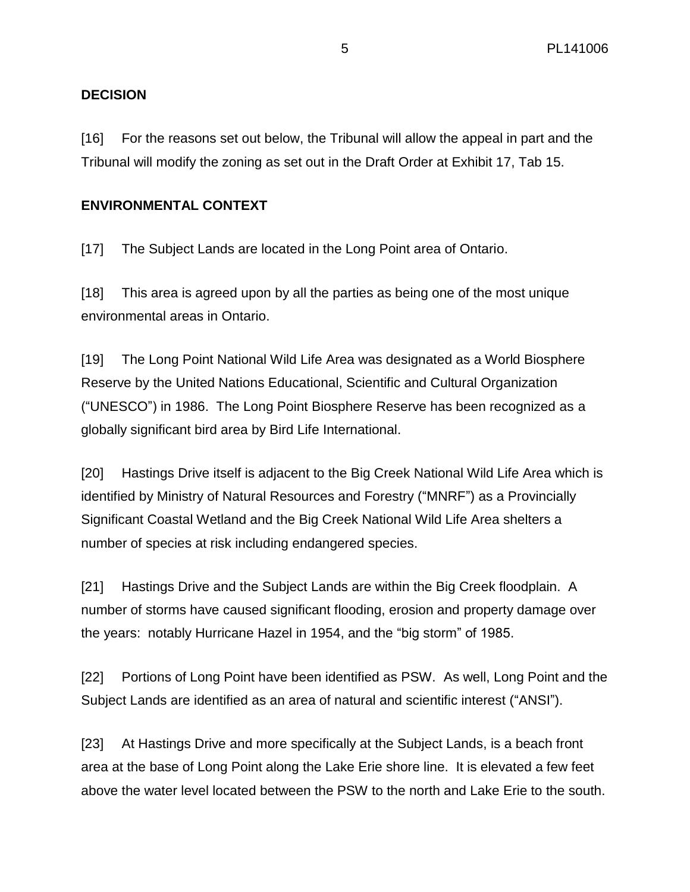**DECISION**

[16] For the reasons set out below, the Tribunal will allow the appeal in part and the Tribunal will modify the zoning as set out in the Draft Order at Exhibit 17, Tab 15.

**ENVIRONMENTAL CONTEXT**

[17] The Subject Lands are located in the Long Point area of Ontario.

[18] This area is agreed upon by all the parties as being one of the most unique environmental areas in Ontario.

[19] The Long Point National Wild Life Area was designated as a World Biosphere Reserve by the United Nations Educational, Scientific and Cultural Organization ("UNESCO") in 1986. The Long Point Biosphere Reserve has been recognized as a globally significant bird area by Bird Life International.

[20] Hastings Drive itself is adjacent to the Big Creek National Wild Life Area which is identified by Ministry of Natural Resources and Forestry ("MNRF") as a Provincially Significant Coastal Wetland and the Big Creek National Wild Life Area shelters a number of species at risk including endangered species.

[21] Hastings Drive and the Subject Lands are within the Big Creek floodplain. A number of storms have caused significant flooding, erosion and property damage over the years: notably Hurricane Hazel in 1954, and the "big storm" of 1985.

[22] Portions of Long Point have been identified as PSW. As well, Long Point and the Subject Lands are identified as an area of natural and scientific interest ("ANSI").

[23] At Hastings Drive and more specifically at the Subject Lands, is a beach front area at the base of Long Point along the Lake Erie shore line. It is elevated a few feet above the water level located between the PSW to the north and Lake Erie to the south.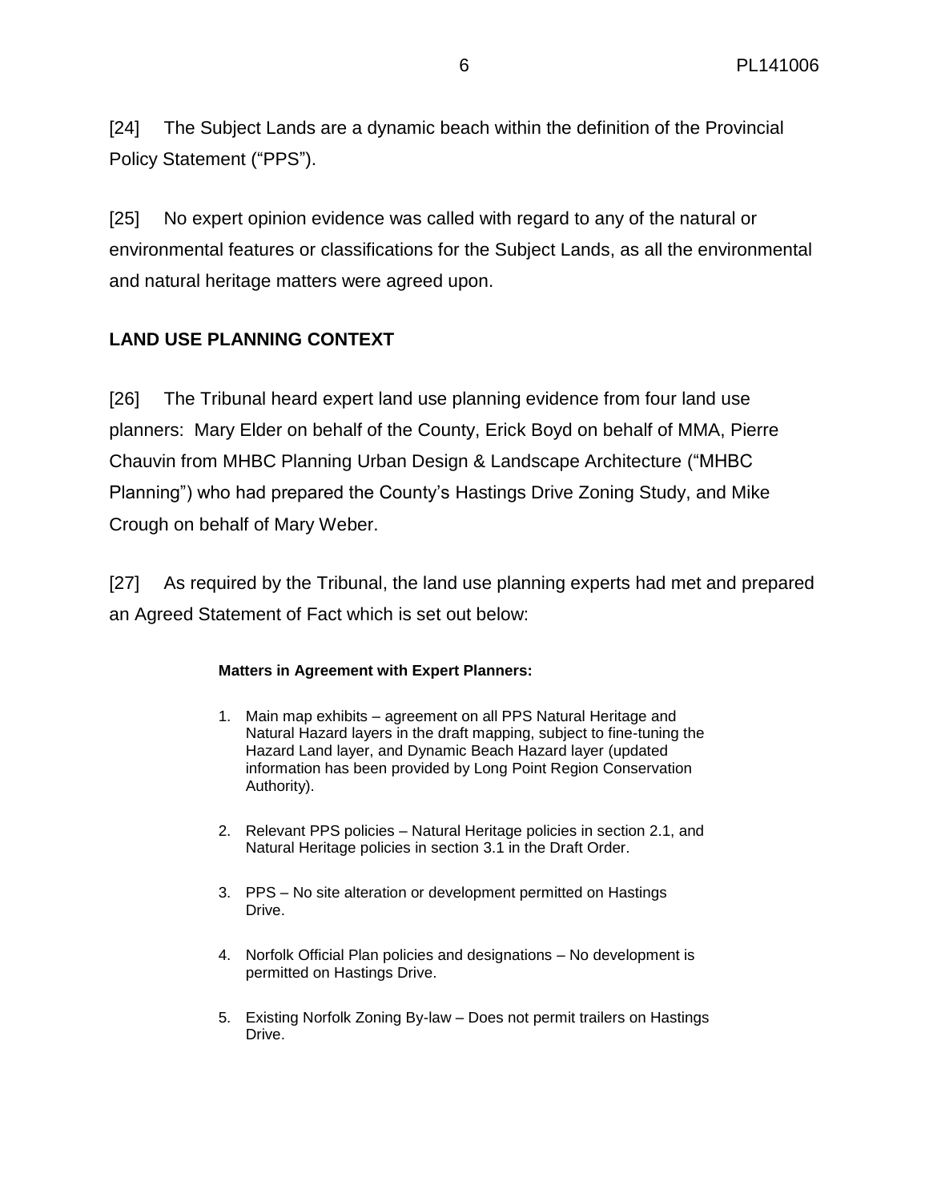[24] The Subject Lands are a dynamic beach within the definition of the Provincial Policy Statement ("PPS").

[25] No expert opinion evidence was called with regard to any of the natural or environmental features or classifications for the Subject Lands, as all the environmental and natural heritage matters were agreed upon.

## LAND USE PLANNING CONTEXT

[26] The Tribunal heard expert land use planning evidence from four land use planners: Mary Elder on behalf of the County, Erick Boyd on behalf of MMA, Pierre Chauvin from MHBC Planning Urban Design & Landscape Architecture ("MHBC Planning") who had prepared the County's Hastings Drive Zoning Study, and Mike Crough on behalf of Mary Weber.

[27] As required by the Tribunal, the land use planning experts had met and prepared an Agreed Statement of Fact which is set out below:

> **Matters in Agreement with Expert Planners:**
>
> 1. Main map exhibits – agreement on all PPS Natural Heritage and Natural Hazard layers in the draft mapping, subject to fine-tuning the Hazard Land layer, and Dynamic Beach Hazard layer (updated information has been provided by Long Point Region Conservation Authority).
>
> 2. Relevant PPS policies – Natural Heritage policies in section 2.1, and Natural Heritage policies in section 3.1 in the Draft Order.
>
> 3. PPS – No site alteration or development permitted on Hastings Drive.
>
> 4. Norfolk Official Plan policies and designations – No development is permitted on Hastings Drive.
>
> 5. Existing Norfolk Zoning By-law – Does not permit trailers on Hastings Drive.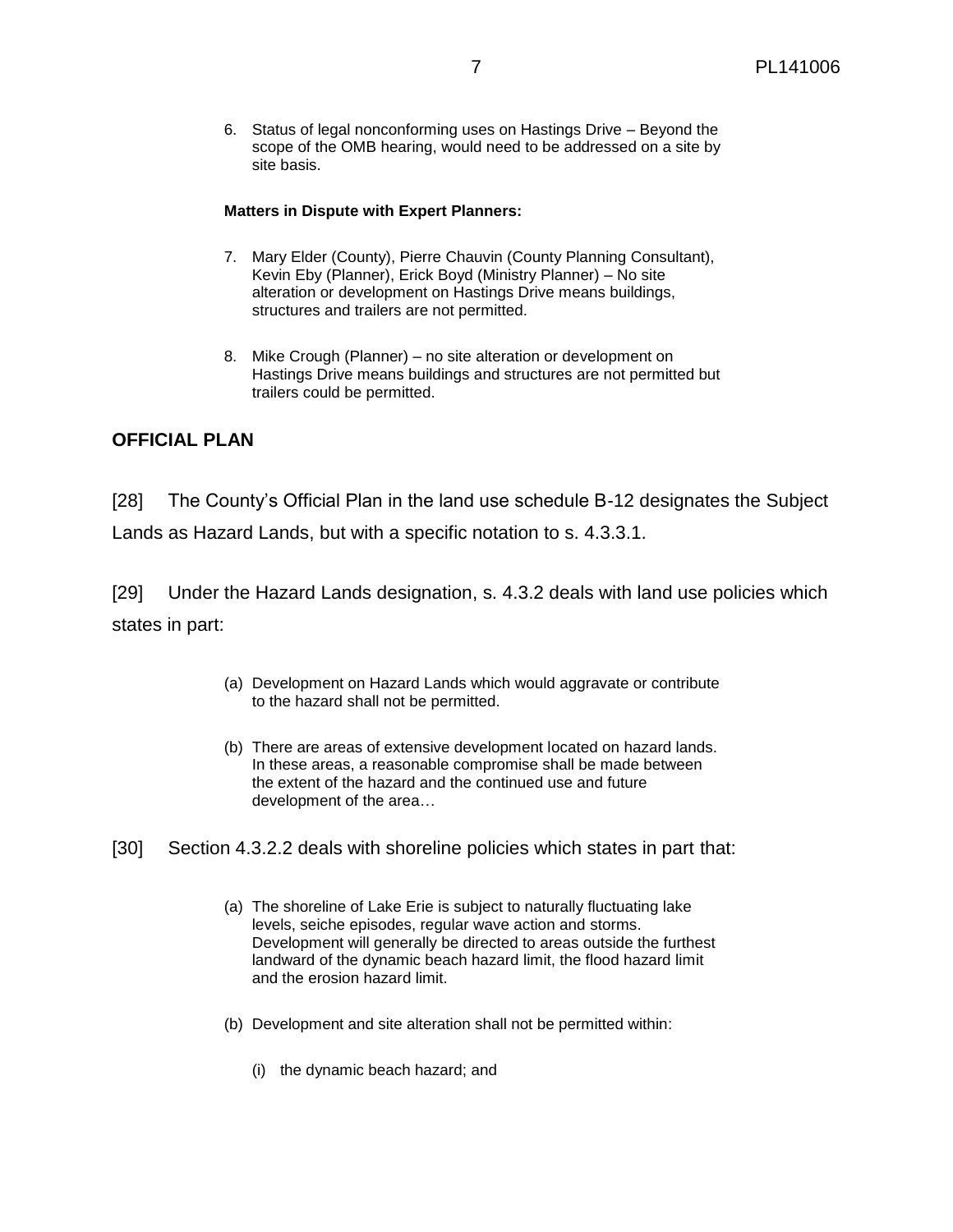6. Status of legal nonconforming uses on Hastings Drive – Beyond the scope of the OMB hearing, would need to be addressed on a site by site basis.

**Matters in Dispute with Expert Planners:**

7. Mary Elder (County), Pierre Chauvin (County Planning Consultant), Kevin Eby (Planner), Erick Boyd (Ministry Planner) – No site alteration or development on Hastings Drive means buildings, structures and trailers are not permitted.

8. Mike Crough (Planner) – no site alteration or development on Hastings Drive means buildings and structures are not permitted but trailers could be permitted.

## OFFICIAL PLAN

[28] The County's Official Plan in the land use schedule B-12 designates the Subject Lands as Hazard Lands, but with a specific notation to s. 4.3.3.1.

[29] Under the Hazard Lands designation, s. 4.3.2 deals with land use policies which states in part:

> (a) Development on Hazard Lands which would aggravate or contribute to the hazard shall not be permitted.
>
> (b) There are areas of extensive development located on hazard lands. In these areas, a reasonable compromise shall be made between the extent of the hazard and the continued use and future development of the area…

[30] Section 4.3.2.2 deals with shoreline policies which states in part that:

> (a) The shoreline of Lake Erie is subject to naturally fluctuating lake levels, seiche episodes, regular wave action and storms. Development will generally be directed to areas outside the furthest landward of the dynamic beach hazard limit, the flood hazard limit and the erosion hazard limit.
>
> (b) Development and site alteration shall not be permitted within:
>
> (i) the dynamic beach hazard; and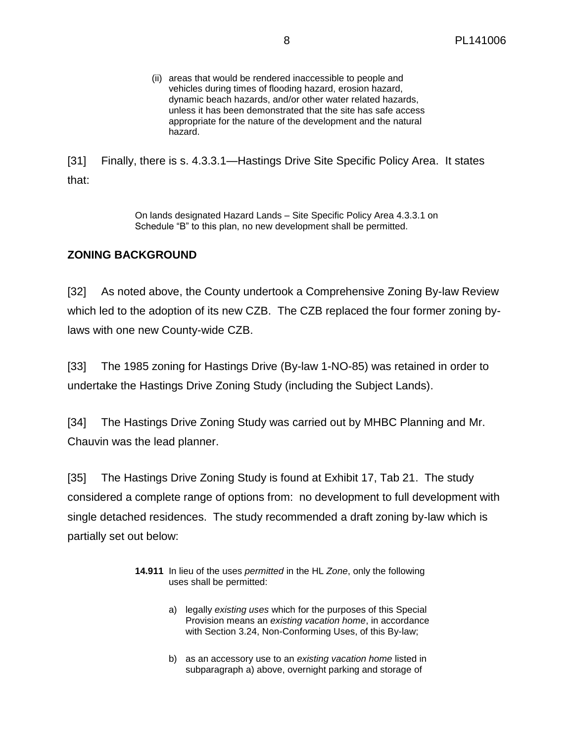(ii) areas that would be rendered inaccessible to people and vehicles during times of flooding hazard, erosion hazard, dynamic beach hazards, and/or other water related hazards, unless it has been demonstrated that the site has safe access appropriate for the nature of the development and the natural hazard.

[31] Finally, there is s. 4.3.3.1—Hastings Drive Site Specific Policy Area. It states that:

> On lands designated Hazard Lands – Site Specific Policy Area 4.3.3.1 on Schedule "B" to this plan, no new development shall be permitted.

## ZONING BACKGROUND

[32] As noted above, the County undertook a Comprehensive Zoning By-law Review which led to the adoption of its new CZB. The CZB replaced the four former zoning by-laws with one new County-wide CZB.

[33] The 1985 zoning for Hastings Drive (By-law 1-NO-85) was retained in order to undertake the Hastings Drive Zoning Study (including the Subject Lands).

[34] The Hastings Drive Zoning Study was carried out by MHBC Planning and Mr. Chauvin was the lead planner.

[35] The Hastings Drive Zoning Study is found at Exhibit 17, Tab 21. The study considered a complete range of options from: no development to full development with single detached residences. The study recommended a draft zoning by-law which is partially set out below:

> **14.911** In lieu of the uses *permitted* in the HL *Zone*, only the following uses shall be permitted:
>
> a) legally *existing uses* which for the purposes of this Special Provision means an *existing vacation home*, in accordance with Section 3.24, Non-Conforming Uses, of this By-law;
>
> b) as an accessory use to an *existing vacation home* listed in subparagraph a) above, overnight parking and storage of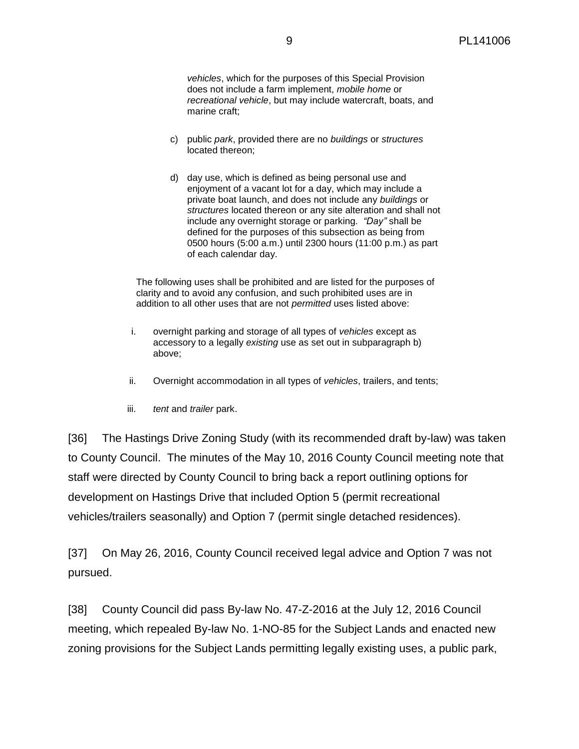> *vehicles*, which for the purposes of this Special Provision does not include a farm implement, *mobile home* or *recreational vehicle*, but may include watercraft, boats, and marine craft;
>
> c) public *park*, provided there are no *buildings* or *structures* located thereon;
>
> d) day use, which is defined as being personal use and enjoyment of a vacant lot for a day, which may include a private boat launch, and does not include any *buildings* or *structures* located thereon or any site alteration and shall not include any overnight storage or parking. *"Day"* shall be defined for the purposes of this subsection as being from 0500 hours (5:00 a.m.) until 2300 hours (11:00 p.m.) as part of each calendar day.
>
> The following uses shall be prohibited and are listed for the purposes of clarity and to avoid any confusion, and such prohibited uses are in addition to all other uses that are not *permitted* uses listed above:
>
> i. overnight parking and storage of all types of *vehicles* except as accessory to a legally *existing* use as set out in subparagraph b) above;
>
> ii. Overnight accommodation in all types of *vehicles*, trailers, and tents;
>
> iii. *tent* and *trailer* park.

[36] The Hastings Drive Zoning Study (with its recommended draft by-law) was taken to County Council. The minutes of the May 10, 2016 County Council meeting note that staff were directed by County Council to bring back a report outlining options for development on Hastings Drive that included Option 5 (permit recreational vehicles/trailers seasonally) and Option 7 (permit single detached residences).

[37] On May 26, 2016, County Council received legal advice and Option 7 was not pursued.

[38] County Council did pass By-law No. 47-Z-2016 at the July 12, 2016 Council meeting, which repealed By-law No. 1-NO-85 for the Subject Lands and enacted new zoning provisions for the Subject Lands permitting legally existing uses, a public park,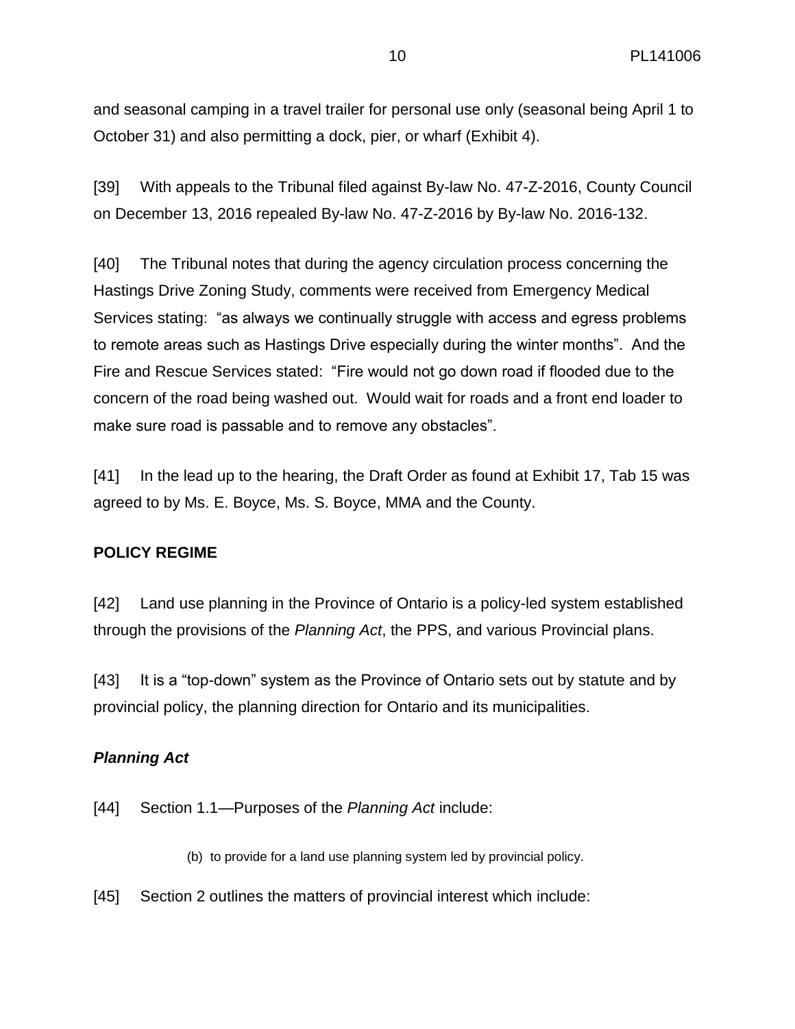and seasonal camping in a travel trailer for personal use only (seasonal being April 1 to October 31) and also permitting a dock, pier, or wharf (Exhibit 4).

[39] With appeals to the Tribunal filed against By-law No. 47-Z-2016, County Council on December 13, 2016 repealed By-law No. 47-Z-2016 by By-law No. 2016-132.

[40] The Tribunal notes that during the agency circulation process concerning the Hastings Drive Zoning Study, comments were received from Emergency Medical Services stating: "as always we continually struggle with access and egress problems to remote areas such as Hastings Drive especially during the winter months". And the Fire and Rescue Services stated: "Fire would not go down road if flooded due to the concern of the road being washed out. Would wait for roads and a front end loader to make sure road is passable and to remove any obstacles".

[41] In the lead up to the hearing, the Draft Order as found at Exhibit 17, Tab 15 was agreed to by Ms. E. Boyce, Ms. S. Boyce, MMA and the County.

## POLICY REGIME

[42] Land use planning in the Province of Ontario is a policy-led system established through the provisions of the *Planning Act*, the PPS, and various Provincial plans.

[43] It is a "top-down" system as the Province of Ontario sets out by statute and by provincial policy, the planning direction for Ontario and its municipalities.

### *Planning Act*

[44] Section 1.1—Purposes of the *Planning Act* include:

> (b) to provide for a land use planning system led by provincial policy.

[45] Section 2 outlines the matters of provincial interest which include: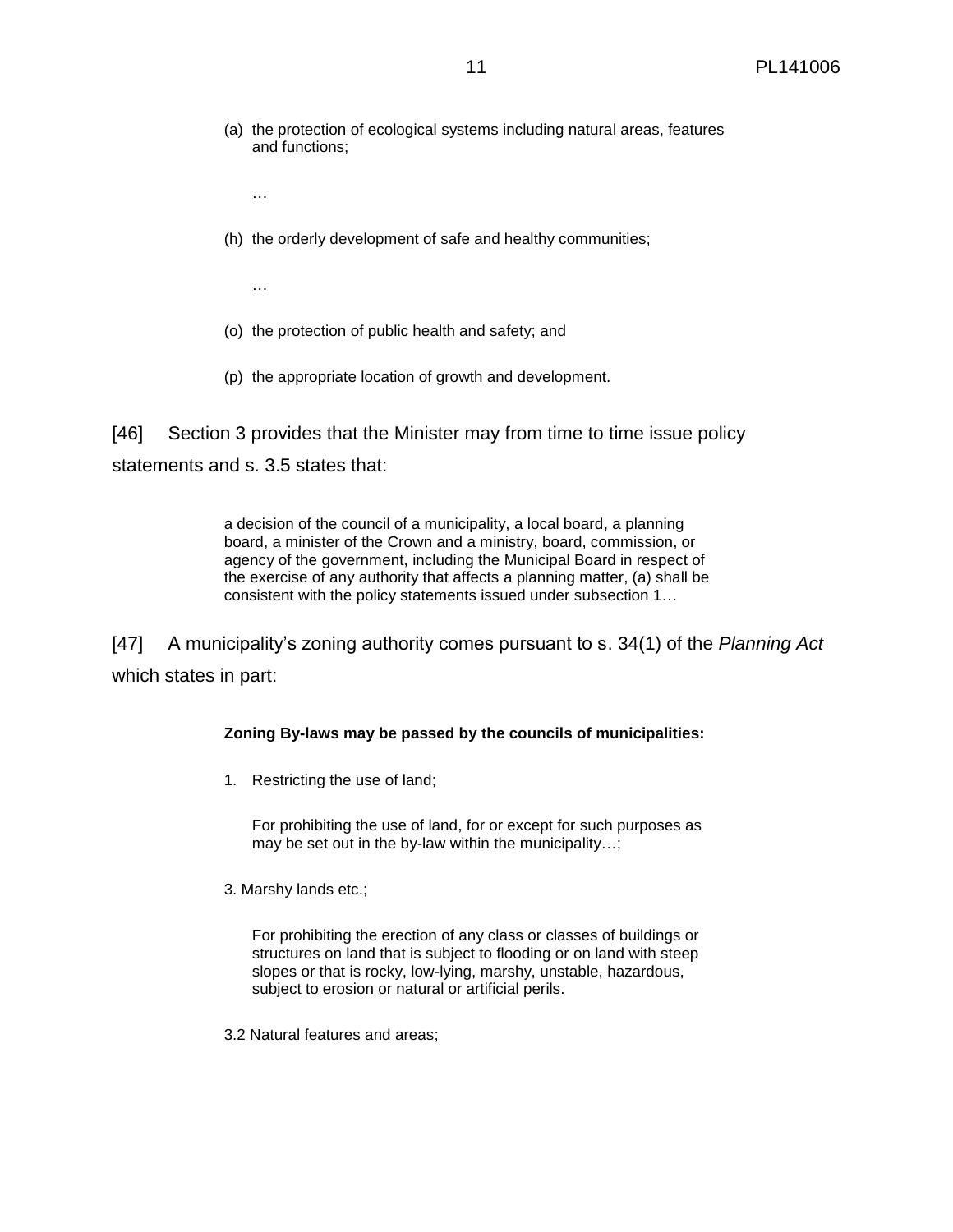(a) the protection of ecological systems including natural areas, features and functions;

…

(h) the orderly development of safe and healthy communities;

…

(o) the protection of public health and safety; and

(p) the appropriate location of growth and development.

[46] Section 3 provides that the Minister may from time to time issue policy statements and s. 3.5 states that:

> a decision of the council of a municipality, a local board, a planning board, a minister of the Crown and a ministry, board, commission, or agency of the government, including the Municipal Board in respect of the exercise of any authority that affects a planning matter, (a) shall be consistent with the policy statements issued under subsection 1…

[47] A municipality's zoning authority comes pursuant to s. 34(1) of the *Planning Act* which states in part:

> **Zoning By-laws may be passed by the councils of municipalities:**
>
> 1. Restricting the use of land;
>
>    For prohibiting the use of land, for or except for such purposes as may be set out in the by-law within the municipality…;
>
> 3. Marshy lands etc.;
>
>    For prohibiting the erection of any class or classes of buildings or structures on land that is subject to flooding or on land with steep slopes or that is rocky, low-lying, marshy, unstable, hazardous, subject to erosion or natural or artificial perils.
>
> 3.2 Natural features and areas;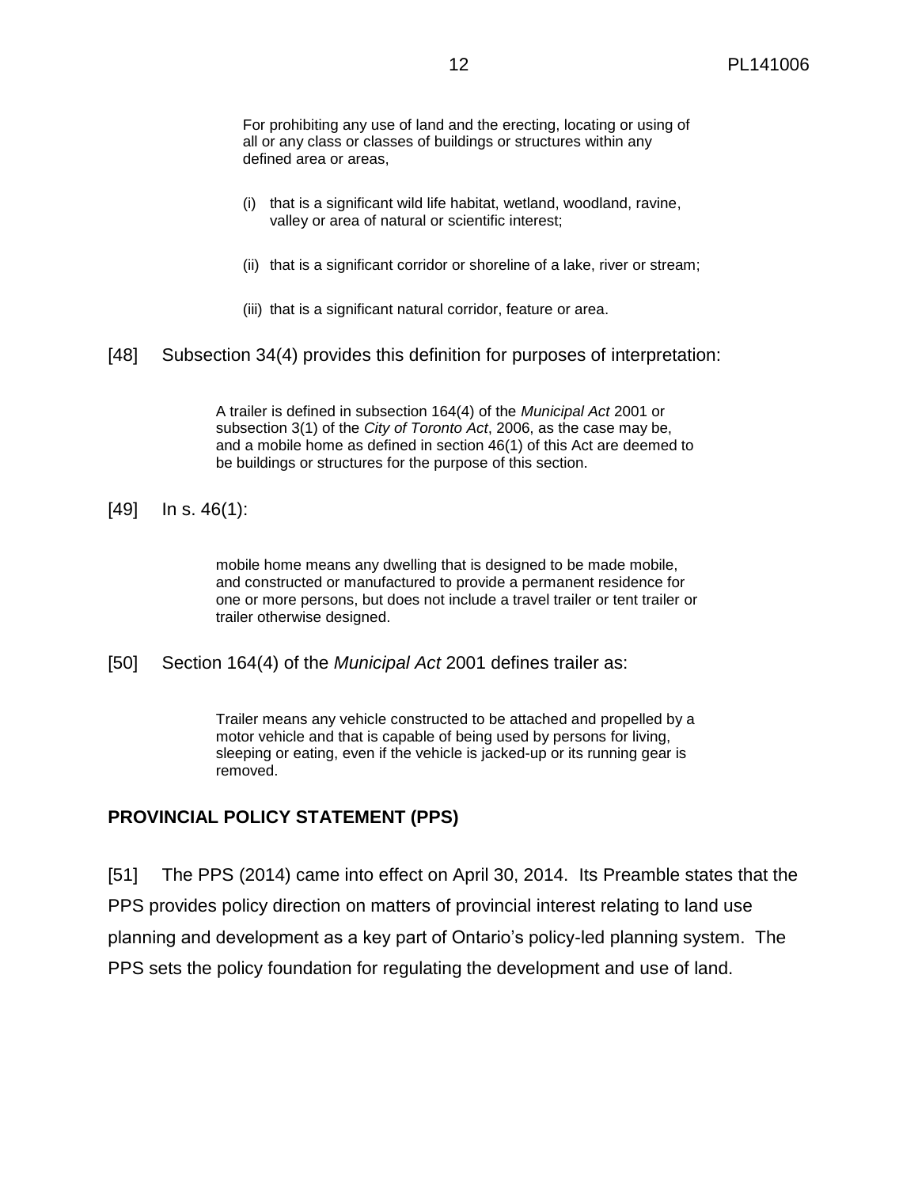> For prohibiting any use of land and the erecting, locating or using of all or any class or classes of buildings or structures within any defined area or areas,
>
> (i) that is a significant wild life habitat, wetland, woodland, ravine, valley or area of natural or scientific interest;
>
> (ii) that is a significant corridor or shoreline of a lake, river or stream;
>
> (iii) that is a significant natural corridor, feature or area.

[48] Subsection 34(4) provides this definition for purposes of interpretation:

> A trailer is defined in subsection 164(4) of the *Municipal Act* 2001 or subsection 3(1) of the *City of Toronto Act*, 2006, as the case may be, and a mobile home as defined in section 46(1) of this Act are deemed to be buildings or structures for the purpose of this section.

[49] In s. 46(1):

> mobile home means any dwelling that is designed to be made mobile, and constructed or manufactured to provide a permanent residence for one or more persons, but does not include a travel trailer or tent trailer or trailer otherwise designed.

[50] Section 164(4) of the *Municipal Act* 2001 defines trailer as:

> Trailer means any vehicle constructed to be attached and propelled by a motor vehicle and that is capable of being used by persons for living, sleeping or eating, even if the vehicle is jacked-up or its running gear is removed.

## PROVINCIAL POLICY STATEMENT (PPS)

[51] The PPS (2014) came into effect on April 30, 2014. Its Preamble states that the PPS provides policy direction on matters of provincial interest relating to land use planning and development as a key part of Ontario's policy-led planning system. The PPS sets the policy foundation for regulating the development and use of land.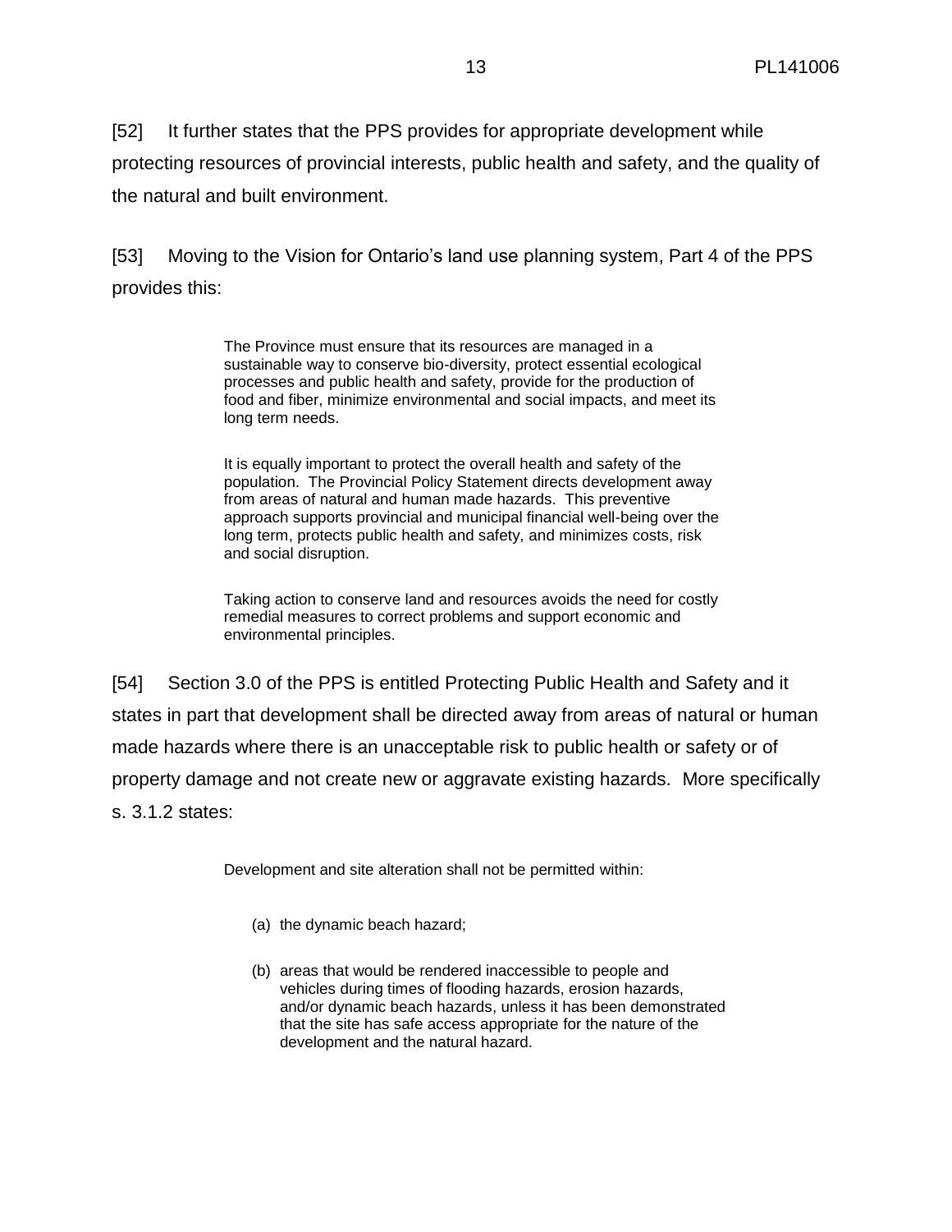[52] It further states that the PPS provides for appropriate development while protecting resources of provincial interests, public health and safety, and the quality of the natural and built environment.

[53] Moving to the Vision for Ontario's land use planning system, Part 4 of the PPS provides this:

> The Province must ensure that its resources are managed in a sustainable way to conserve bio-diversity, protect essential ecological processes and public health and safety, provide for the production of food and fiber, minimize environmental and social impacts, and meet its long term needs.
>
> It is equally important to protect the overall health and safety of the population. The Provincial Policy Statement directs development away from areas of natural and human made hazards. This preventive approach supports provincial and municipal financial well-being over the long term, protects public health and safety, and minimizes costs, risk and social disruption.
>
> Taking action to conserve land and resources avoids the need for costly remedial measures to correct problems and support economic and environmental principles.

[54] Section 3.0 of the PPS is entitled Protecting Public Health and Safety and it states in part that development shall be directed away from areas of natural or human made hazards where there is an unacceptable risk to public health or safety or of property damage and not create new or aggravate existing hazards. More specifically s. 3.1.2 states:

> Development and site alteration shall not be permitted within:
>
> (a) the dynamic beach hazard;
>
> (b) areas that would be rendered inaccessible to people and vehicles during times of flooding hazards, erosion hazards, and/or dynamic beach hazards, unless it has been demonstrated that the site has safe access appropriate for the nature of the development and the natural hazard.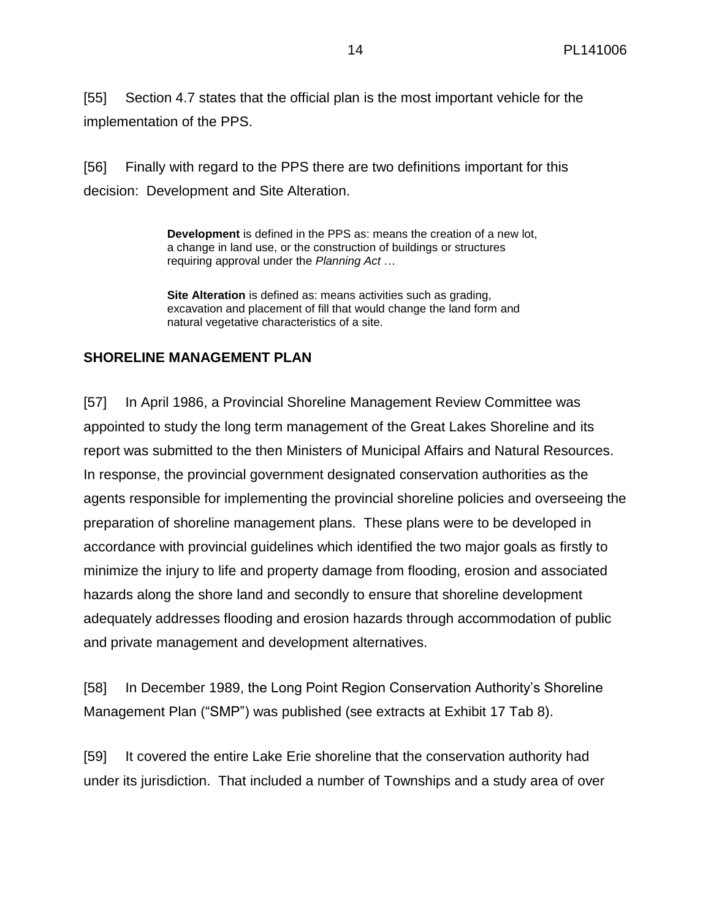[55] Section 4.7 states that the official plan is the most important vehicle for the implementation of the PPS.

[56] Finally with regard to the PPS there are two definitions important for this decision: Development and Site Alteration.

> **Development** is defined in the PPS as: means the creation of a new lot, a change in land use, or the construction of buildings or structures requiring approval under the *Planning Act* …
>
> **Site Alteration** is defined as: means activities such as grading, excavation and placement of fill that would change the land form and natural vegetative characteristics of a site.

## SHORELINE MANAGEMENT PLAN

[57] In April 1986, a Provincial Shoreline Management Review Committee was appointed to study the long term management of the Great Lakes Shoreline and its report was submitted to the then Ministers of Municipal Affairs and Natural Resources. In response, the provincial government designated conservation authorities as the agents responsible for implementing the provincial shoreline policies and overseeing the preparation of shoreline management plans. These plans were to be developed in accordance with provincial guidelines which identified the two major goals as firstly to minimize the injury to life and property damage from flooding, erosion and associated hazards along the shore land and secondly to ensure that shoreline development adequately addresses flooding and erosion hazards through accommodation of public and private management and development alternatives.

[58] In December 1989, the Long Point Region Conservation Authority's Shoreline Management Plan ("SMP") was published (see extracts at Exhibit 17 Tab 8).

[59] It covered the entire Lake Erie shoreline that the conservation authority had under its jurisdiction. That included a number of Townships and a study area of over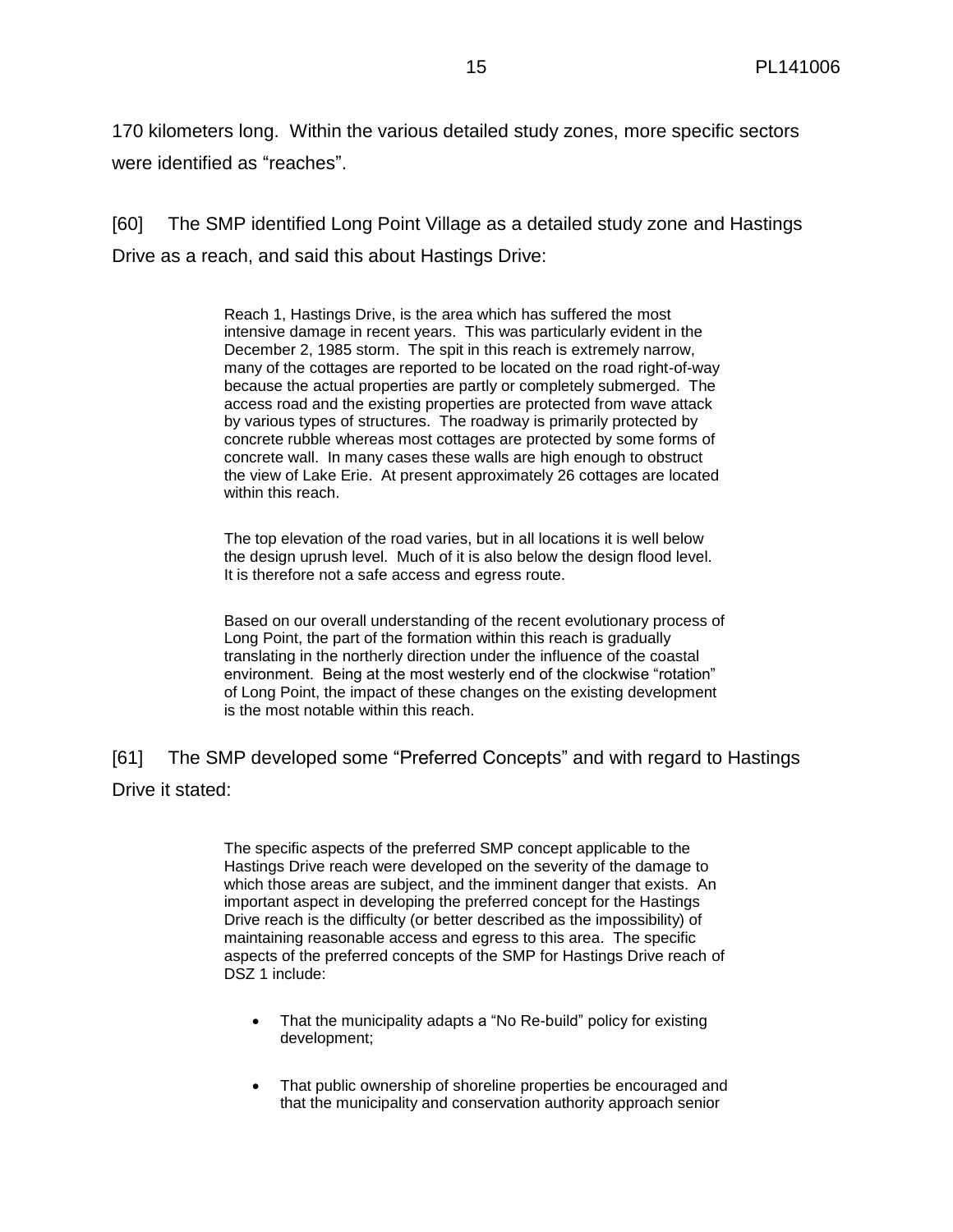170 kilometers long. Within the various detailed study zones, more specific sectors were identified as "reaches".

[60] The SMP identified Long Point Village as a detailed study zone and Hastings Drive as a reach, and said this about Hastings Drive:

> Reach 1, Hastings Drive, is the area which has suffered the most intensive damage in recent years. This was particularly evident in the December 2, 1985 storm. The spit in this reach is extremely narrow, many of the cottages are reported to be located on the road right-of-way because the actual properties are partly or completely submerged. The access road and the existing properties are protected from wave attack by various types of structures. The roadway is primarily protected by concrete rubble whereas most cottages are protected by some forms of concrete wall. In many cases these walls are high enough to obstruct the view of Lake Erie. At present approximately 26 cottages are located within this reach.
>
> The top elevation of the road varies, but in all locations it is well below the design uprush level. Much of it is also below the design flood level. It is therefore not a safe access and egress route.
>
> Based on our overall understanding of the recent evolutionary process of Long Point, the part of the formation within this reach is gradually translating in the northerly direction under the influence of the coastal environment. Being at the most westerly end of the clockwise "rotation" of Long Point, the impact of these changes on the existing development is the most notable within this reach.

[61] The SMP developed some "Preferred Concepts" and with regard to Hastings Drive it stated:

> The specific aspects of the preferred SMP concept applicable to the Hastings Drive reach were developed on the severity of the damage to which those areas are subject, and the imminent danger that exists. An important aspect in developing the preferred concept for the Hastings Drive reach is the difficulty (or better described as the impossibility) of maintaining reasonable access and egress to this area. The specific aspects of the preferred concepts of the SMP for Hastings Drive reach of DSZ 1 include:
>
> - That the municipality adapts a "No Re-build" policy for existing development;
>
> - That public ownership of shoreline properties be encouraged and that the municipality and conservation authority approach senior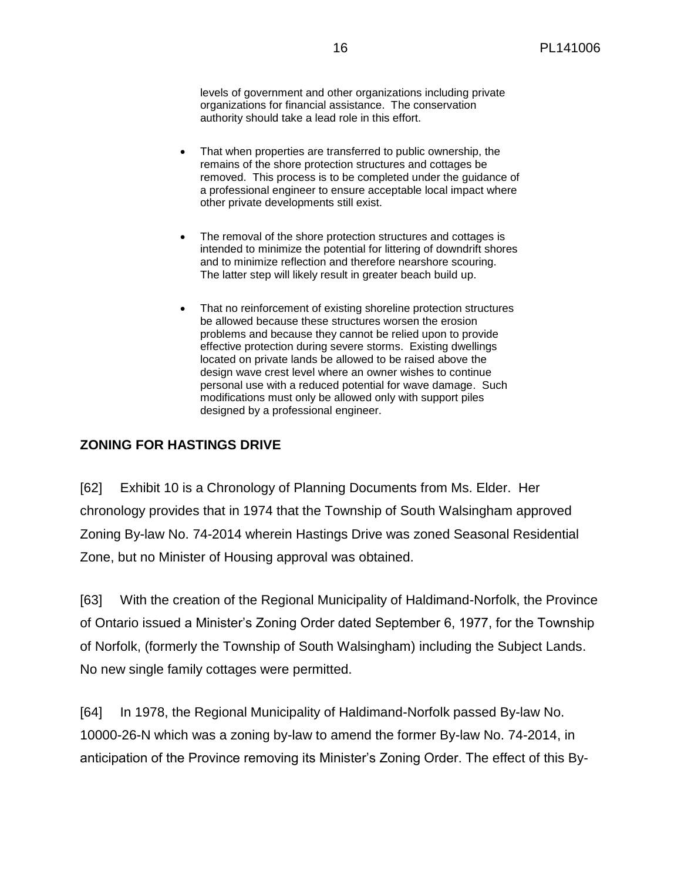> levels of government and other organizations including private organizations for financial assistance. The conservation authority should take a lead role in this effort.
>
> - That when properties are transferred to public ownership, the remains of the shore protection structures and cottages be removed. This process is to be completed under the guidance of a professional engineer to ensure acceptable local impact where other private developments still exist.
>
> - The removal of the shore protection structures and cottages is intended to minimize the potential for littering of downdrift shores and to minimize reflection and therefore nearshore scouring. The latter step will likely result in greater beach build up.
>
> - That no reinforcement of existing shoreline protection structures be allowed because these structures worsen the erosion problems and because they cannot be relied upon to provide effective protection during severe storms. Existing dwellings located on private lands be allowed to be raised above the design wave crest level where an owner wishes to continue personal use with a reduced potential for wave damage. Such modifications must only be allowed only with support piles designed by a professional engineer.

## ZONING FOR HASTINGS DRIVE

[62] Exhibit 10 is a Chronology of Planning Documents from Ms. Elder. Her chronology provides that in 1974 that the Township of South Walsingham approved Zoning By-law No. 74-2014 wherein Hastings Drive was zoned Seasonal Residential Zone, but no Minister of Housing approval was obtained.

[63] With the creation of the Regional Municipality of Haldimand-Norfolk, the Province of Ontario issued a Minister's Zoning Order dated September 6, 1977, for the Township of Norfolk, (formerly the Township of South Walsingham) including the Subject Lands. No new single family cottages were permitted.

[64] In 1978, the Regional Municipality of Haldimand-Norfolk passed By-law No. 10000-26-N which was a zoning by-law to amend the former By-law No. 74-2014, in anticipation of the Province removing its Minister's Zoning Order. The effect of this By-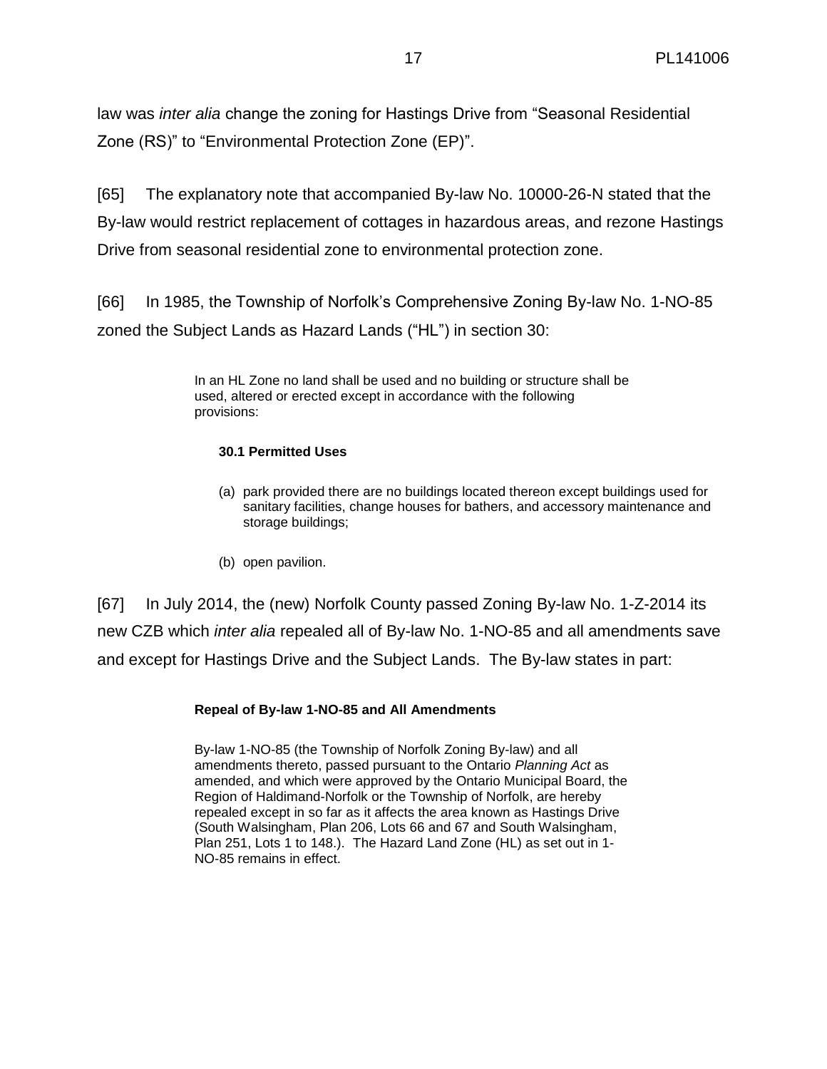law was *inter alia* change the zoning for Hastings Drive from "Seasonal Residential Zone (RS)" to "Environmental Protection Zone (EP)".

[65] The explanatory note that accompanied By-law No. 10000-26-N stated that the By-law would restrict replacement of cottages in hazardous areas, and rezone Hastings Drive from seasonal residential zone to environmental protection zone.

[66] In 1985, the Township of Norfolk's Comprehensive Zoning By-law No. 1-NO-85 zoned the Subject Lands as Hazard Lands ("HL") in section 30:

> In an HL Zone no land shall be used and no building or structure shall be used, altered or erected except in accordance with the following provisions:
>
> **30.1 Permitted Uses**
>
> (a) park provided there are no buildings located thereon except buildings used for sanitary facilities, change houses for bathers, and accessory maintenance and storage buildings;
>
> (b) open pavilion.

[67] In July 2014, the (new) Norfolk County passed Zoning By-law No. 1-Z-2014 its new CZB which *inter alia* repealed all of By-law No. 1-NO-85 and all amendments save and except for Hastings Drive and the Subject Lands. The By-law states in part:

> **Repeal of By-law 1-NO-85 and All Amendments**
>
> By-law 1-NO-85 (the Township of Norfolk Zoning By-law) and all amendments thereto, passed pursuant to the Ontario *Planning Act* as amended, and which were approved by the Ontario Municipal Board, the Region of Haldimand-Norfolk or the Township of Norfolk, are hereby repealed except in so far as it affects the area known as Hastings Drive (South Walsingham, Plan 206, Lots 66 and 67 and South Walsingham, Plan 251, Lots 1 to 148.). The Hazard Land Zone (HL) as set out in 1-NO-85 remains in effect.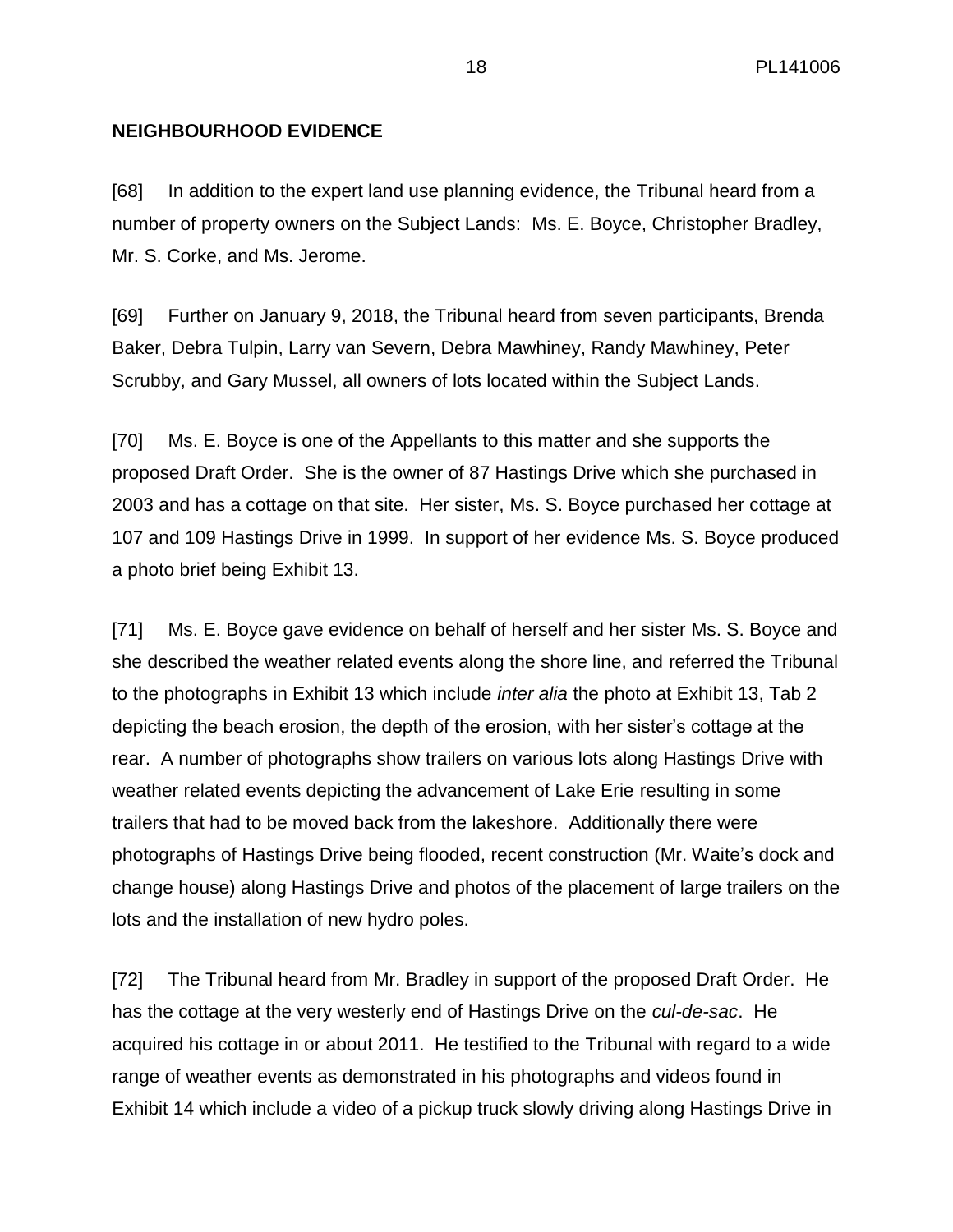**NEIGHBOURHOOD EVIDENCE**

[68] In addition to the expert land use planning evidence, the Tribunal heard from a number of property owners on the Subject Lands: Ms. E. Boyce, Christopher Bradley, Mr. S. Corke, and Ms. Jerome.

[69] Further on January 9, 2018, the Tribunal heard from seven participants, Brenda Baker, Debra Tulpin, Larry van Severn, Debra Mawhiney, Randy Mawhiney, Peter Scrubby, and Gary Mussel, all owners of lots located within the Subject Lands.

[70] Ms. E. Boyce is one of the Appellants to this matter and she supports the proposed Draft Order. She is the owner of 87 Hastings Drive which she purchased in 2003 and has a cottage on that site. Her sister, Ms. S. Boyce purchased her cottage at 107 and 109 Hastings Drive in 1999. In support of her evidence Ms. S. Boyce produced a photo brief being Exhibit 13.

[71] Ms. E. Boyce gave evidence on behalf of herself and her sister Ms. S. Boyce and she described the weather related events along the shore line, and referred the Tribunal to the photographs in Exhibit 13 which include *inter alia* the photo at Exhibit 13, Tab 2 depicting the beach erosion, the depth of the erosion, with her sister's cottage at the rear. A number of photographs show trailers on various lots along Hastings Drive with weather related events depicting the advancement of Lake Erie resulting in some trailers that had to be moved back from the lakeshore. Additionally there were photographs of Hastings Drive being flooded, recent construction (Mr. Waite's dock and change house) along Hastings Drive and photos of the placement of large trailers on the lots and the installation of new hydro poles.

[72] The Tribunal heard from Mr. Bradley in support of the proposed Draft Order. He has the cottage at the very westerly end of Hastings Drive on the *cul-de-sac*. He acquired his cottage in or about 2011. He testified to the Tribunal with regard to a wide range of weather events as demonstrated in his photographs and videos found in Exhibit 14 which include a video of a pickup truck slowly driving along Hastings Drive in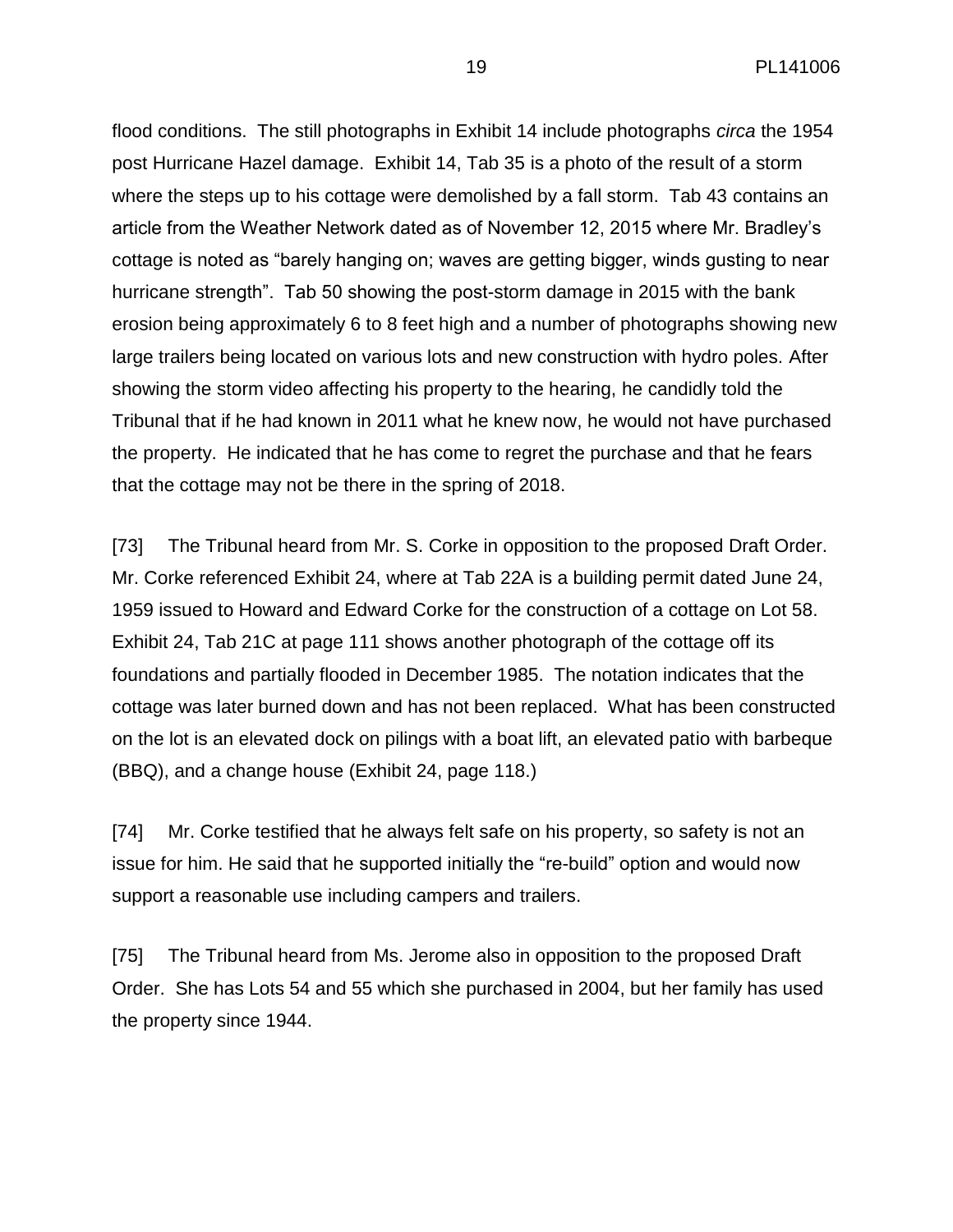flood conditions. The still photographs in Exhibit 14 include photographs *circa* the 1954 post Hurricane Hazel damage. Exhibit 14, Tab 35 is a photo of the result of a storm where the steps up to his cottage were demolished by a fall storm. Tab 43 contains an article from the Weather Network dated as of November 12, 2015 where Mr. Bradley's cottage is noted as "barely hanging on; waves are getting bigger, winds gusting to near hurricane strength". Tab 50 showing the post-storm damage in 2015 with the bank erosion being approximately 6 to 8 feet high and a number of photographs showing new large trailers being located on various lots and new construction with hydro poles. After showing the storm video affecting his property to the hearing, he candidly told the Tribunal that if he had known in 2011 what he knew now, he would not have purchased the property. He indicated that he has come to regret the purchase and that he fears that the cottage may not be there in the spring of 2018.

[73] The Tribunal heard from Mr. S. Corke in opposition to the proposed Draft Order. Mr. Corke referenced Exhibit 24, where at Tab 22A is a building permit dated June 24, 1959 issued to Howard and Edward Corke for the construction of a cottage on Lot 58. Exhibit 24, Tab 21C at page 111 shows another photograph of the cottage off its foundations and partially flooded in December 1985. The notation indicates that the cottage was later burned down and has not been replaced. What has been constructed on the lot is an elevated dock on pilings with a boat lift, an elevated patio with barbeque (BBQ), and a change house (Exhibit 24, page 118.)

[74] Mr. Corke testified that he always felt safe on his property, so safety is not an issue for him. He said that he supported initially the "re-build" option and would now support a reasonable use including campers and trailers.

[75] The Tribunal heard from Ms. Jerome also in opposition to the proposed Draft Order. She has Lots 54 and 55 which she purchased in 2004, but her family has used the property since 1944.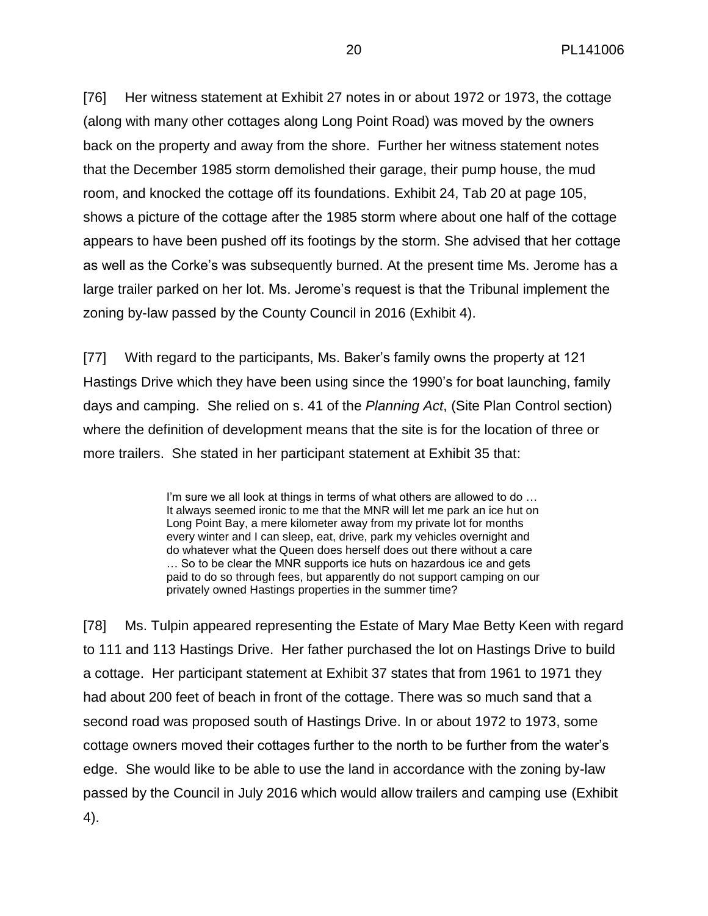[76] Her witness statement at Exhibit 27 notes in or about 1972 or 1973, the cottage (along with many other cottages along Long Point Road) was moved by the owners back on the property and away from the shore. Further her witness statement notes that the December 1985 storm demolished their garage, their pump house, the mud room, and knocked the cottage off its foundations. Exhibit 24, Tab 20 at page 105, shows a picture of the cottage after the 1985 storm where about one half of the cottage appears to have been pushed off its footings by the storm. She advised that her cottage as well as the Corke's was subsequently burned. At the present time Ms. Jerome has a large trailer parked on her lot. Ms. Jerome's request is that the Tribunal implement the zoning by-law passed by the County Council in 2016 (Exhibit 4).

[77] With regard to the participants, Ms. Baker's family owns the property at 121 Hastings Drive which they have been using since the 1990's for boat launching, family days and camping. She relied on s. 41 of the *Planning Act*, (Site Plan Control section) where the definition of development means that the site is for the location of three or more trailers. She stated in her participant statement at Exhibit 35 that:

> I'm sure we all look at things in terms of what others are allowed to do … It always seemed ironic to me that the MNR will let me park an ice hut on Long Point Bay, a mere kilometer away from my private lot for months every winter and I can sleep, eat, drive, park my vehicles overnight and do whatever what the Queen does herself does out there without a care … So to be clear the MNR supports ice huts on hazardous ice and gets paid to do so through fees, but apparently do not support camping on our privately owned Hastings properties in the summer time?

[78] Ms. Tulpin appeared representing the Estate of Mary Mae Betty Keen with regard to 111 and 113 Hastings Drive. Her father purchased the lot on Hastings Drive to build a cottage. Her participant statement at Exhibit 37 states that from 1961 to 1971 they had about 200 feet of beach in front of the cottage. There was so much sand that a second road was proposed south of Hastings Drive. In or about 1972 to 1973, some cottage owners moved their cottages further to the north to be further from the water's edge. She would like to be able to use the land in accordance with the zoning by-law passed by the Council in July 2016 which would allow trailers and camping use (Exhibit 4).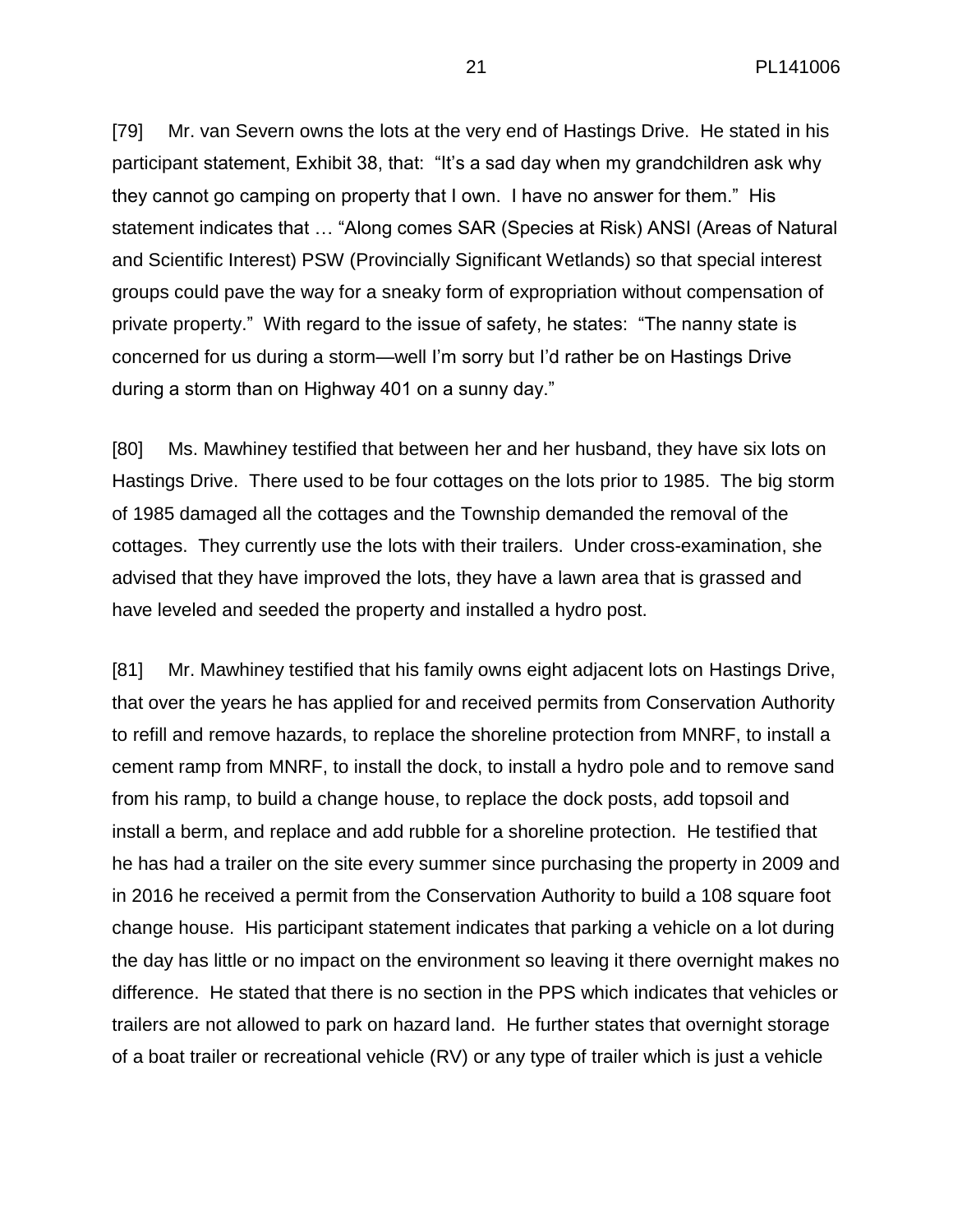[79] Mr. van Severn owns the lots at the very end of Hastings Drive. He stated in his participant statement, Exhibit 38, that: "It's a sad day when my grandchildren ask why they cannot go camping on property that I own. I have no answer for them." His statement indicates that … "Along comes SAR (Species at Risk) ANSI (Areas of Natural and Scientific Interest) PSW (Provincially Significant Wetlands) so that special interest groups could pave the way for a sneaky form of expropriation without compensation of private property." With regard to the issue of safety, he states: "The nanny state is concerned for us during a storm—well I'm sorry but I'd rather be on Hastings Drive during a storm than on Highway 401 on a sunny day."

[80] Ms. Mawhiney testified that between her and her husband, they have six lots on Hastings Drive. There used to be four cottages on the lots prior to 1985. The big storm of 1985 damaged all the cottages and the Township demanded the removal of the cottages. They currently use the lots with their trailers. Under cross-examination, she advised that they have improved the lots, they have a lawn area that is grassed and have leveled and seeded the property and installed a hydro post.

[81] Mr. Mawhiney testified that his family owns eight adjacent lots on Hastings Drive, that over the years he has applied for and received permits from Conservation Authority to refill and remove hazards, to replace the shoreline protection from MNRF, to install a cement ramp from MNRF, to install the dock, to install a hydro pole and to remove sand from his ramp, to build a change house, to replace the dock posts, add topsoil and install a berm, and replace and add rubble for a shoreline protection. He testified that he has had a trailer on the site every summer since purchasing the property in 2009 and in 2016 he received a permit from the Conservation Authority to build a 108 square foot change house. His participant statement indicates that parking a vehicle on a lot during the day has little or no impact on the environment so leaving it there overnight makes no difference. He stated that there is no section in the PPS which indicates that vehicles or trailers are not allowed to park on hazard land. He further states that overnight storage of a boat trailer or recreational vehicle (RV) or any type of trailer which is just a vehicle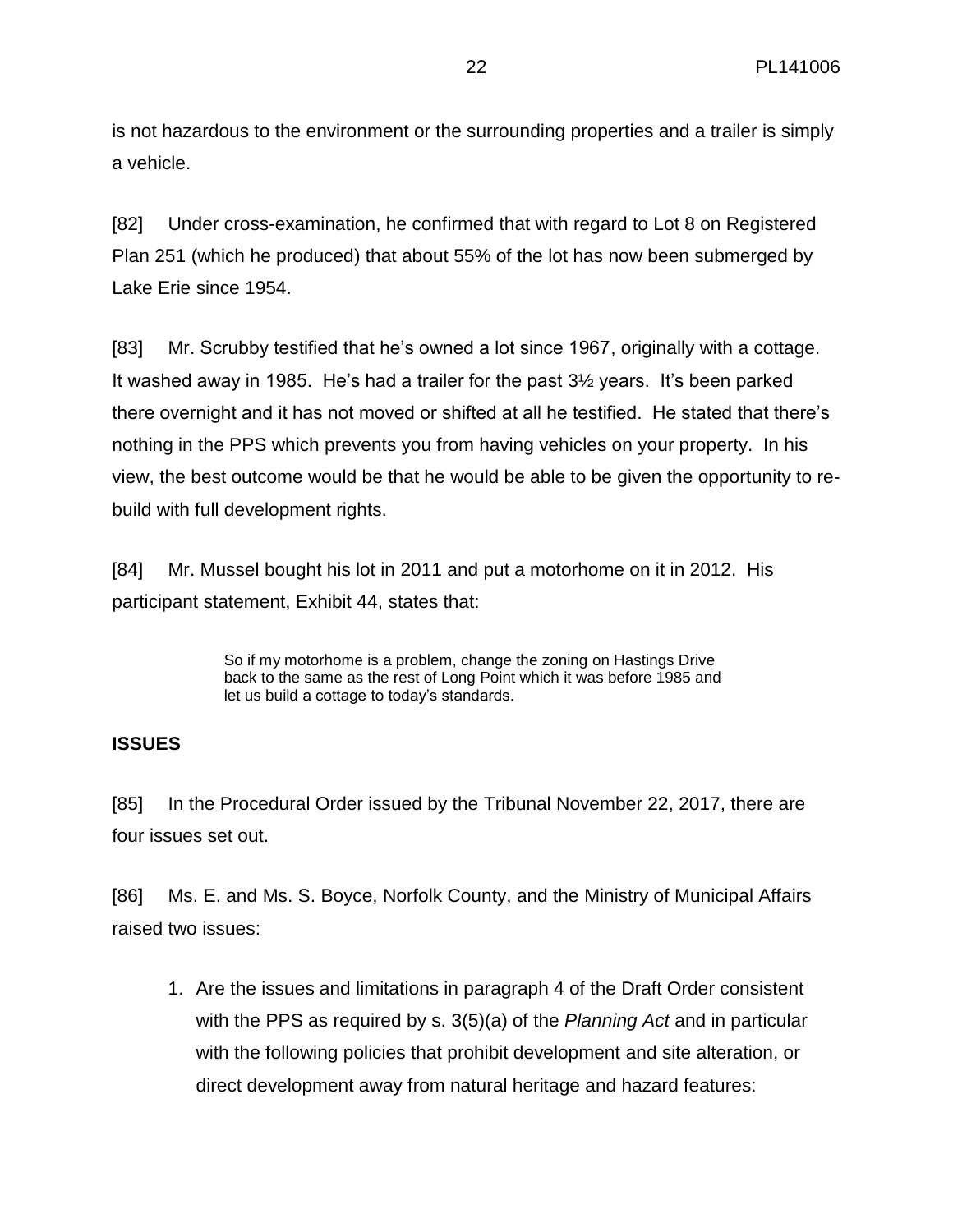is not hazardous to the environment or the surrounding properties and a trailer is simply a vehicle.

[82] Under cross-examination, he confirmed that with regard to Lot 8 on Registered Plan 251 (which he produced) that about 55% of the lot has now been submerged by Lake Erie since 1954.

[83] Mr. Scrubby testified that he's owned a lot since 1967, originally with a cottage. It washed away in 1985. He's had a trailer for the past 3½ years. It's been parked there overnight and it has not moved or shifted at all he testified. He stated that there's nothing in the PPS which prevents you from having vehicles on your property. In his view, the best outcome would be that he would be able to be given the opportunity to re-build with full development rights.

[84] Mr. Mussel bought his lot in 2011 and put a motorhome on it in 2012. His participant statement, Exhibit 44, states that:

> So if my motorhome is a problem, change the zoning on Hastings Drive back to the same as the rest of Long Point which it was before 1985 and let us build a cottage to today's standards.

## ISSUES

[85] In the Procedural Order issued by the Tribunal November 22, 2017, there are four issues set out.

[86] Ms. E. and Ms. S. Boyce, Norfolk County, and the Ministry of Municipal Affairs raised two issues:

1. Are the issues and limitations in paragraph 4 of the Draft Order consistent with the PPS as required by s. 3(5)(a) of the *Planning Act* and in particular with the following policies that prohibit development and site alteration, or direct development away from natural heritage and hazard features: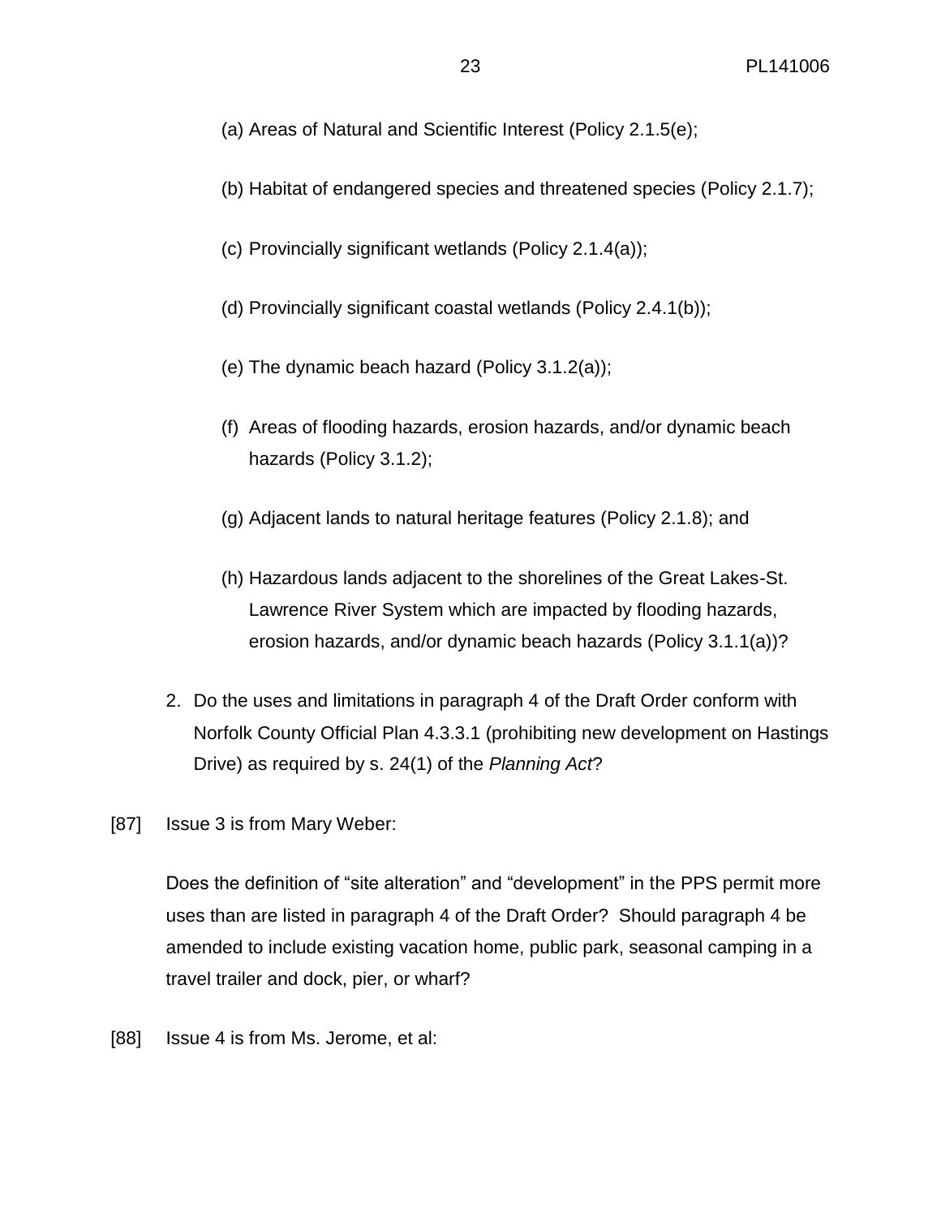(a) Areas of Natural and Scientific Interest (Policy 2.1.5(e);

(b) Habitat of endangered species and threatened species (Policy 2.1.7);

(c) Provincially significant wetlands (Policy 2.1.4(a));

(d) Provincially significant coastal wetlands (Policy 2.4.1(b));

(e) The dynamic beach hazard (Policy 3.1.2(a));

(f) Areas of flooding hazards, erosion hazards, and/or dynamic beach hazards (Policy 3.1.2);

(g) Adjacent lands to natural heritage features (Policy 2.1.8); and

(h) Hazardous lands adjacent to the shorelines of the Great Lakes-St. Lawrence River System which are impacted by flooding hazards, erosion hazards, and/or dynamic beach hazards (Policy 3.1.1(a))?

2. Do the uses and limitations in paragraph 4 of the Draft Order conform with Norfolk County Official Plan 4.3.3.1 (prohibiting new development on Hastings Drive) as required by s. 24(1) of the *Planning Act*?

[87] Issue 3 is from Mary Weber:

Does the definition of “site alteration” and “development” in the PPS permit more uses than are listed in paragraph 4 of the Draft Order? Should paragraph 4 be amended to include existing vacation home, public park, seasonal camping in a travel trailer and dock, pier, or wharf?

[88] Issue 4 is from Ms. Jerome, et al: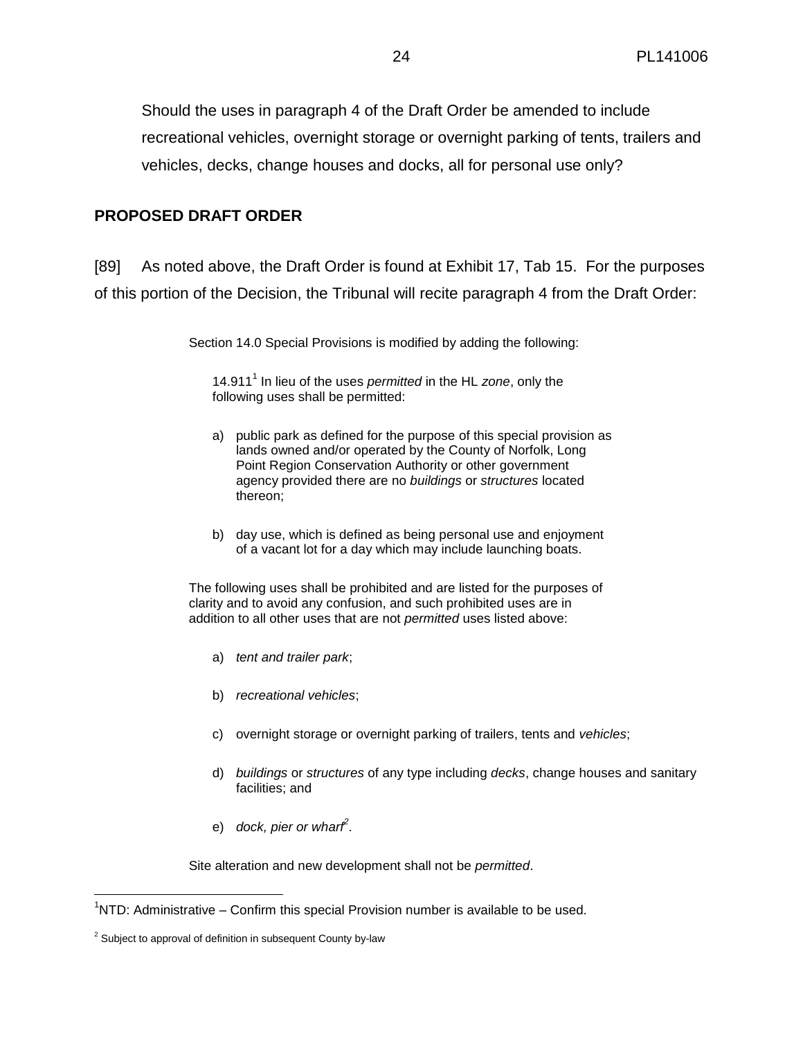Should the uses in paragraph 4 of the Draft Order be amended to include recreational vehicles, overnight storage or overnight parking of tents, trailers and vehicles, decks, change houses and docks, all for personal use only?

## PROPOSED DRAFT ORDER

[89] As noted above, the Draft Order is found at Exhibit 17, Tab 15. For the purposes of this portion of the Decision, the Tribunal will recite paragraph 4 from the Draft Order:

> Section 14.0 Special Provisions is modified by adding the following:
>
> 14.911[1] In lieu of the uses *permitted* in the HL *zone*, only the following uses shall be permitted:
>
> a) public park as defined for the purpose of this special provision as lands owned and/or operated by the County of Norfolk, Long Point Region Conservation Authority or other government agency provided there are no *buildings* or *structures* located thereon;
>
> b) day use, which is defined as being personal use and enjoyment of a vacant lot for a day which may include launching boats.
>
> The following uses shall be prohibited and are listed for the purposes of clarity and to avoid any confusion, and such prohibited uses are in addition to all other uses that are not *permitted* uses listed above:
>
> a) *tent and trailer park*;
>
> b) *recreational vehicles*;
>
> c) overnight storage or overnight parking of trailers, tents and *vehicles*;
>
> d) *buildings* or *structures* of any type including *decks*, change houses and sanitary facilities; and
>
> e) *dock, pier or wharf*[2].
>
> Site alteration and new development shall not be *permitted*.

---

[1] NTD: Administrative – Confirm this special Provision number is available to be used.

[2] Subject to approval of definition in subsequent County by-law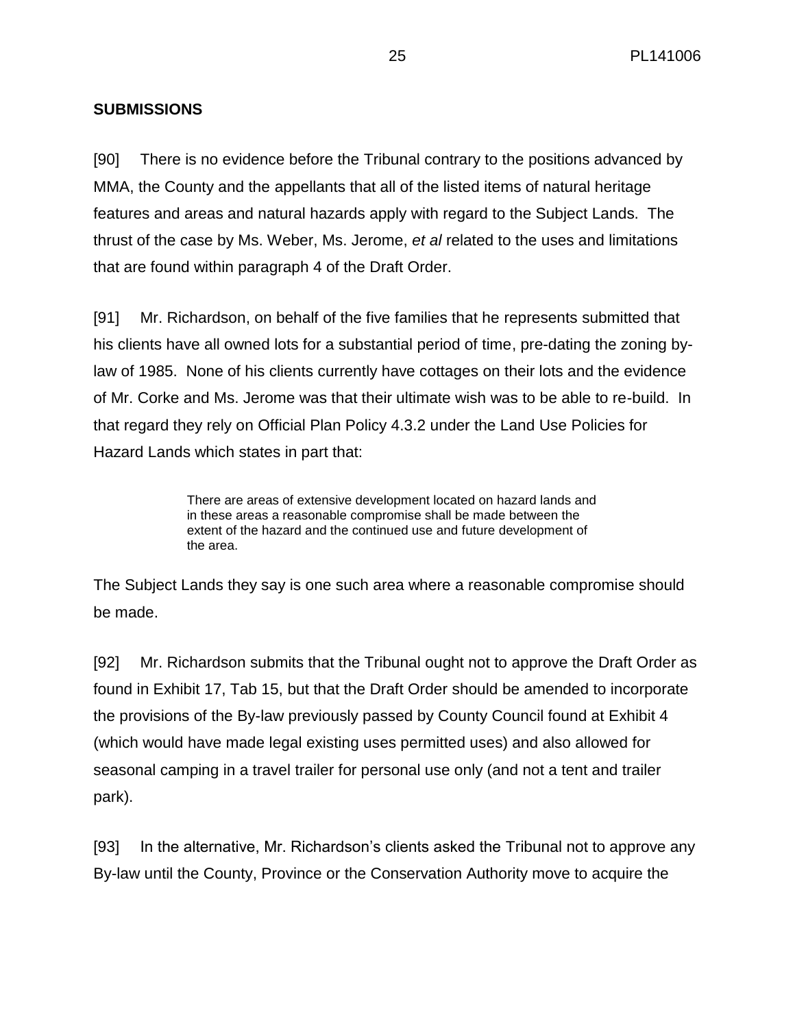**SUBMISSIONS**

[90] There is no evidence before the Tribunal contrary to the positions advanced by MMA, the County and the appellants that all of the listed items of natural heritage features and areas and natural hazards apply with regard to the Subject Lands. The thrust of the case by Ms. Weber, Ms. Jerome, *et al* related to the uses and limitations that are found within paragraph 4 of the Draft Order.

[91] Mr. Richardson, on behalf of the five families that he represents submitted that his clients have all owned lots for a substantial period of time, pre-dating the zoning by-law of 1985. None of his clients currently have cottages on their lots and the evidence of Mr. Corke and Ms. Jerome was that their ultimate wish was to be able to re-build. In that regard they rely on Official Plan Policy 4.3.2 under the Land Use Policies for Hazard Lands which states in part that:

> There are areas of extensive development located on hazard lands and in these areas a reasonable compromise shall be made between the extent of the hazard and the continued use and future development of the area.

The Subject Lands they say is one such area where a reasonable compromise should be made.

[92] Mr. Richardson submits that the Tribunal ought not to approve the Draft Order as found in Exhibit 17, Tab 15, but that the Draft Order should be amended to incorporate the provisions of the By-law previously passed by County Council found at Exhibit 4 (which would have made legal existing uses permitted uses) and also allowed for seasonal camping in a travel trailer for personal use only (and not a tent and trailer park).

[93] In the alternative, Mr. Richardson's clients asked the Tribunal not to approve any By-law until the County, Province or the Conservation Authority move to acquire the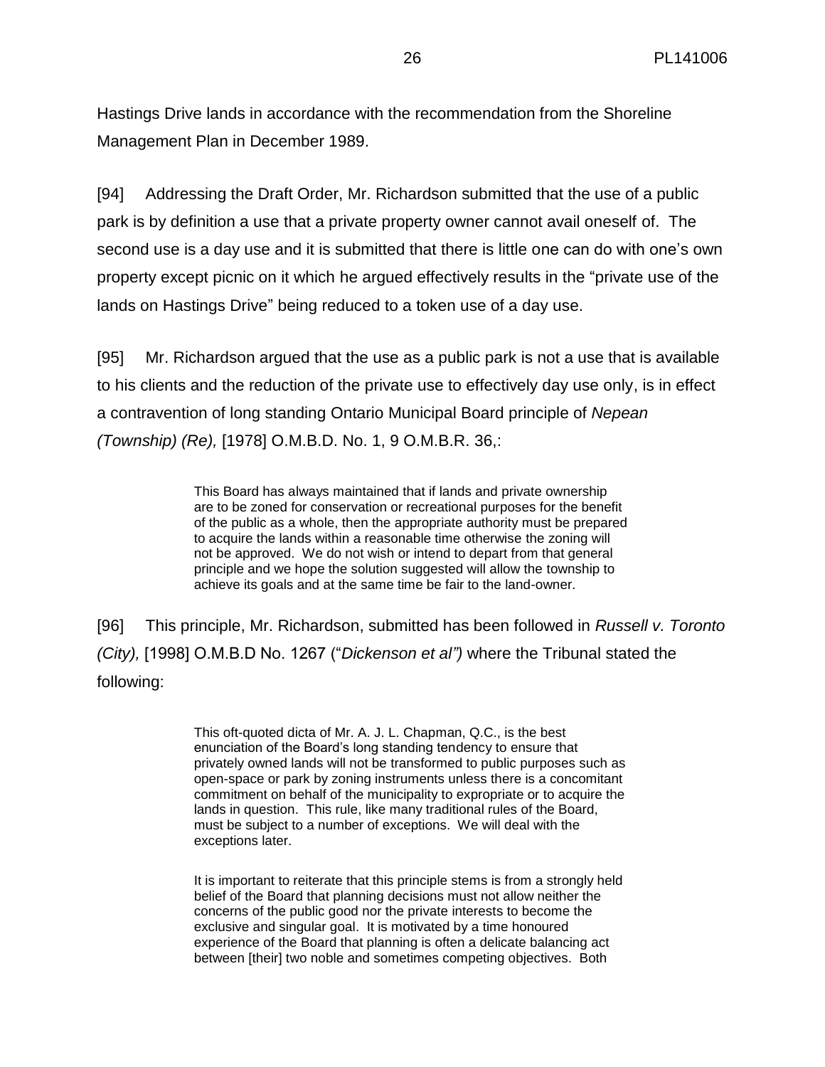Hastings Drive lands in accordance with the recommendation from the Shoreline Management Plan in December 1989.

[94] Addressing the Draft Order, Mr. Richardson submitted that the use of a public park is by definition a use that a private property owner cannot avail oneself of. The second use is a day use and it is submitted that there is little one can do with one's own property except picnic on it which he argued effectively results in the "private use of the lands on Hastings Drive" being reduced to a token use of a day use.

[95] Mr. Richardson argued that the use as a public park is not a use that is available to his clients and the reduction of the private use to effectively day use only, is in effect a contravention of long standing Ontario Municipal Board principle of *Nepean (Township) (Re),* [1978] O.M.B.D. No. 1, 9 O.M.B.R. 36,:

> This Board has always maintained that if lands and private ownership are to be zoned for conservation or recreational purposes for the benefit of the public as a whole, then the appropriate authority must be prepared to acquire the lands within a reasonable time otherwise the zoning will not be approved. We do not wish or intend to depart from that general principle and we hope the solution suggested will allow the township to achieve its goals and at the same time be fair to the land-owner.

[96] This principle, Mr. Richardson, submitted has been followed in *Russell v. Toronto (City),* [1998] O.M.B.D No. 1267 ("*Dickenson et al")* where the Tribunal stated the following:

> This oft-quoted dicta of Mr. A. J. L. Chapman, Q.C., is the best enunciation of the Board's long standing tendency to ensure that privately owned lands will not be transformed to public purposes such as open-space or park by zoning instruments unless there is a concomitant commitment on behalf of the municipality to expropriate or to acquire the lands in question. This rule, like many traditional rules of the Board, must be subject to a number of exceptions. We will deal with the exceptions later.
>
> It is important to reiterate that this principle stems is from a strongly held belief of the Board that planning decisions must not allow neither the concerns of the public good nor the private interests to become the exclusive and singular goal. It is motivated by a time honoured experience of the Board that planning is often a delicate balancing act between [their] two noble and sometimes competing objectives. Both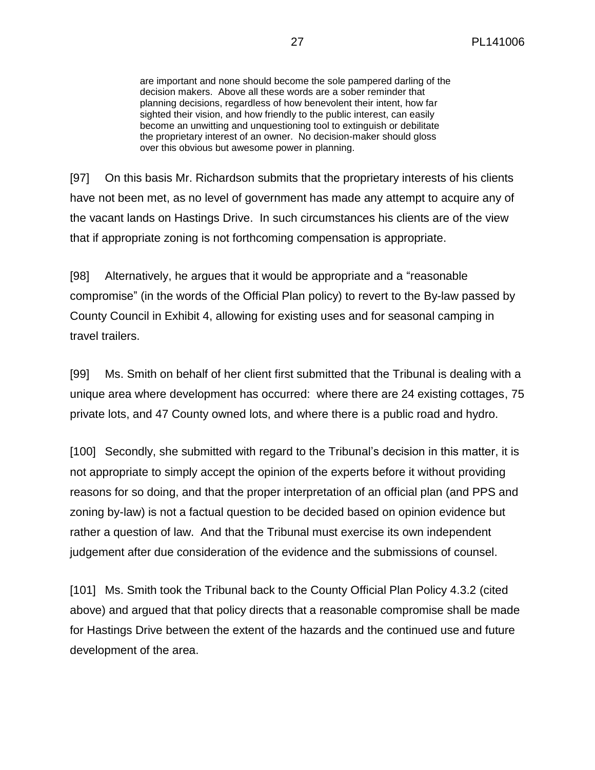> are important and none should become the sole pampered darling of the decision makers. Above all these words are a sober reminder that planning decisions, regardless of how benevolent their intent, how far sighted their vision, and how friendly to the public interest, can easily become an unwitting and unquestioning tool to extinguish or debilitate the proprietary interest of an owner. No decision-maker should gloss over this obvious but awesome power in planning.

[97] On this basis Mr. Richardson submits that the proprietary interests of his clients have not been met, as no level of government has made any attempt to acquire any of the vacant lands on Hastings Drive. In such circumstances his clients are of the view that if appropriate zoning is not forthcoming compensation is appropriate.

[98] Alternatively, he argues that it would be appropriate and a "reasonable compromise" (in the words of the Official Plan policy) to revert to the By-law passed by County Council in Exhibit 4, allowing for existing uses and for seasonal camping in travel trailers.

[99] Ms. Smith on behalf of her client first submitted that the Tribunal is dealing with a unique area where development has occurred: where there are 24 existing cottages, 75 private lots, and 47 County owned lots, and where there is a public road and hydro.

[100] Secondly, she submitted with regard to the Tribunal's decision in this matter, it is not appropriate to simply accept the opinion of the experts before it without providing reasons for so doing, and that the proper interpretation of an official plan (and PPS and zoning by-law) is not a factual question to be decided based on opinion evidence but rather a question of law. And that the Tribunal must exercise its own independent judgement after due consideration of the evidence and the submissions of counsel.

[101] Ms. Smith took the Tribunal back to the County Official Plan Policy 4.3.2 (cited above) and argued that that policy directs that a reasonable compromise shall be made for Hastings Drive between the extent of the hazards and the continued use and future development of the area.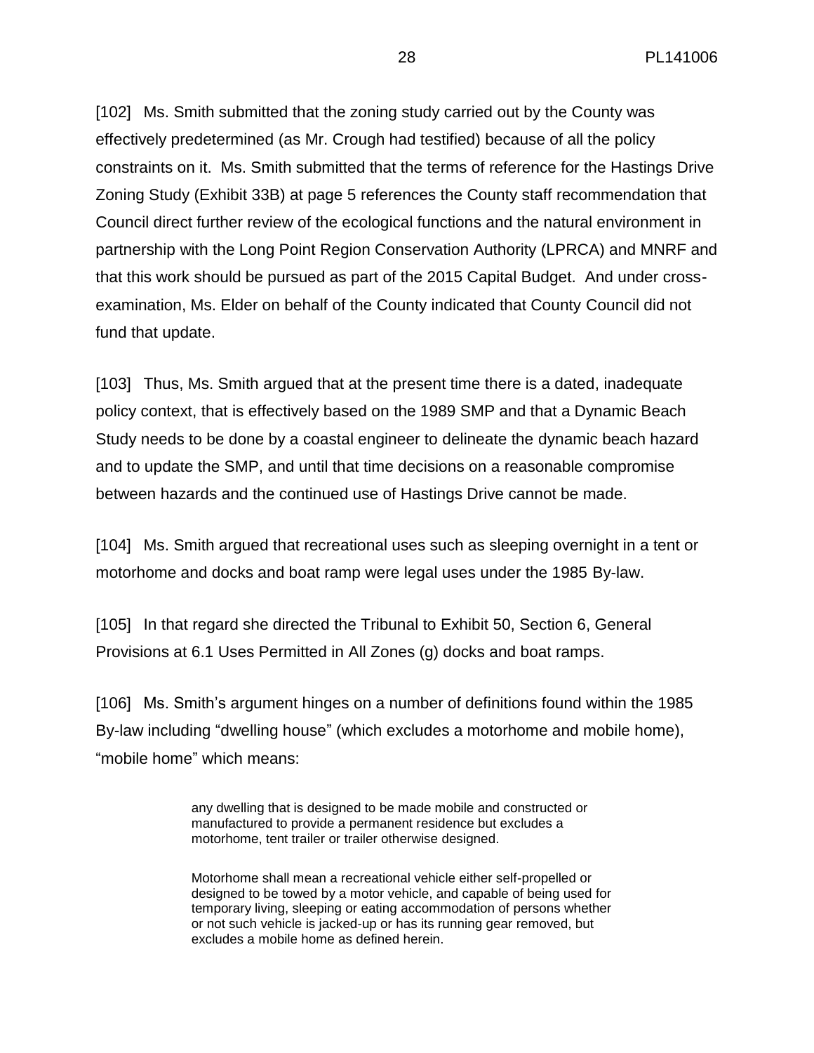[102] Ms. Smith submitted that the zoning study carried out by the County was effectively predetermined (as Mr. Crough had testified) because of all the policy constraints on it. Ms. Smith submitted that the terms of reference for the Hastings Drive Zoning Study (Exhibit 33B) at page 5 references the County staff recommendation that Council direct further review of the ecological functions and the natural environment in partnership with the Long Point Region Conservation Authority (LPRCA) and MNRF and that this work should be pursued as part of the 2015 Capital Budget. And under cross-examination, Ms. Elder on behalf of the County indicated that County Council did not fund that update.

[103] Thus, Ms. Smith argued that at the present time there is a dated, inadequate policy context, that is effectively based on the 1989 SMP and that a Dynamic Beach Study needs to be done by a coastal engineer to delineate the dynamic beach hazard and to update the SMP, and until that time decisions on a reasonable compromise between hazards and the continued use of Hastings Drive cannot be made.

[104] Ms. Smith argued that recreational uses such as sleeping overnight in a tent or motorhome and docks and boat ramp were legal uses under the 1985 By-law.

[105] In that regard she directed the Tribunal to Exhibit 50, Section 6, General Provisions at 6.1 Uses Permitted in All Zones (g) docks and boat ramps.

[106] Ms. Smith's argument hinges on a number of definitions found within the 1985 By-law including "dwelling house" (which excludes a motorhome and mobile home), "mobile home" which means:

> any dwelling that is designed to be made mobile and constructed or manufactured to provide a permanent residence but excludes a motorhome, tent trailer or trailer otherwise designed.
>
> Motorhome shall mean a recreational vehicle either self-propelled or designed to be towed by a motor vehicle, and capable of being used for temporary living, sleeping or eating accommodation of persons whether or not such vehicle is jacked-up or has its running gear removed, but excludes a mobile home as defined herein.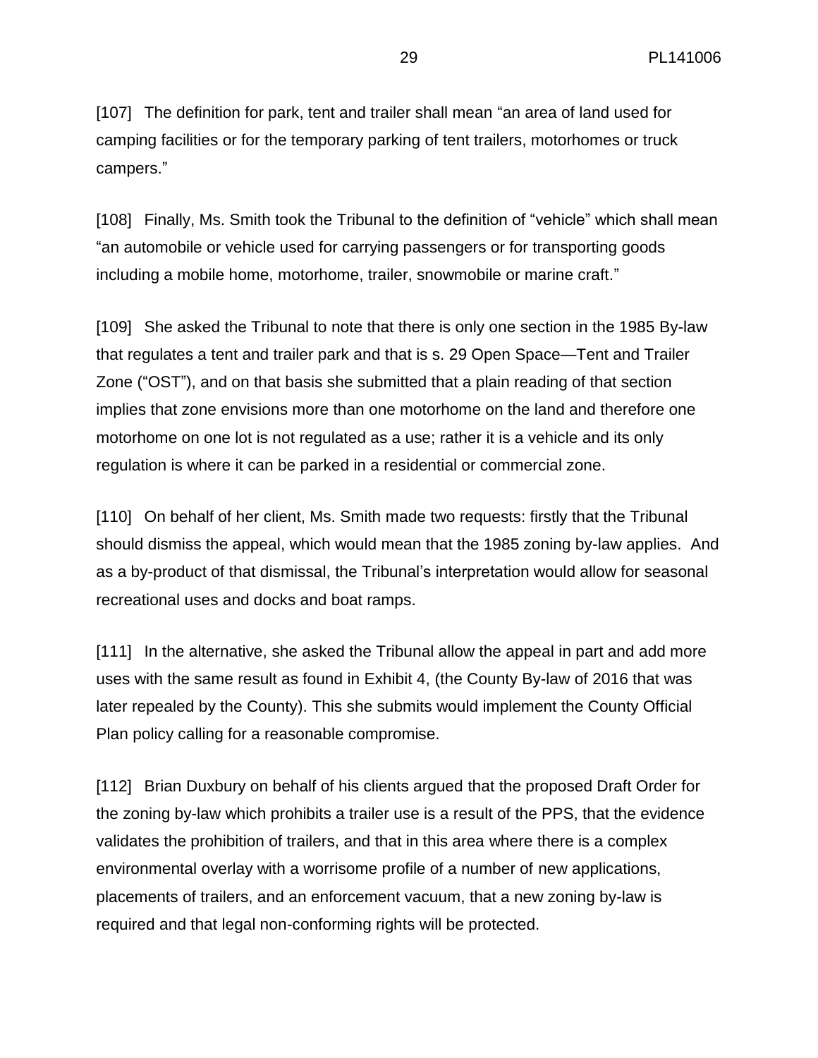[107] The definition for park, tent and trailer shall mean "an area of land used for camping facilities or for the temporary parking of tent trailers, motorhomes or truck campers."

[108] Finally, Ms. Smith took the Tribunal to the definition of "vehicle" which shall mean "an automobile or vehicle used for carrying passengers or for transporting goods including a mobile home, motorhome, trailer, snowmobile or marine craft."

[109] She asked the Tribunal to note that there is only one section in the 1985 By-law that regulates a tent and trailer park and that is s. 29 Open Space—Tent and Trailer Zone ("OST"), and on that basis she submitted that a plain reading of that section implies that zone envisions more than one motorhome on the land and therefore one motorhome on one lot is not regulated as a use; rather it is a vehicle and its only regulation is where it can be parked in a residential or commercial zone.

[110] On behalf of her client, Ms. Smith made two requests: firstly that the Tribunal should dismiss the appeal, which would mean that the 1985 zoning by-law applies. And as a by-product of that dismissal, the Tribunal's interpretation would allow for seasonal recreational uses and docks and boat ramps.

[111] In the alternative, she asked the Tribunal allow the appeal in part and add more uses with the same result as found in Exhibit 4, (the County By-law of 2016 that was later repealed by the County). This she submits would implement the County Official Plan policy calling for a reasonable compromise.

[112] Brian Duxbury on behalf of his clients argued that the proposed Draft Order for the zoning by-law which prohibits a trailer use is a result of the PPS, that the evidence validates the prohibition of trailers, and that in this area where there is a complex environmental overlay with a worrisome profile of a number of new applications, placements of trailers, and an enforcement vacuum, that a new zoning by-law is required and that legal non-conforming rights will be protected.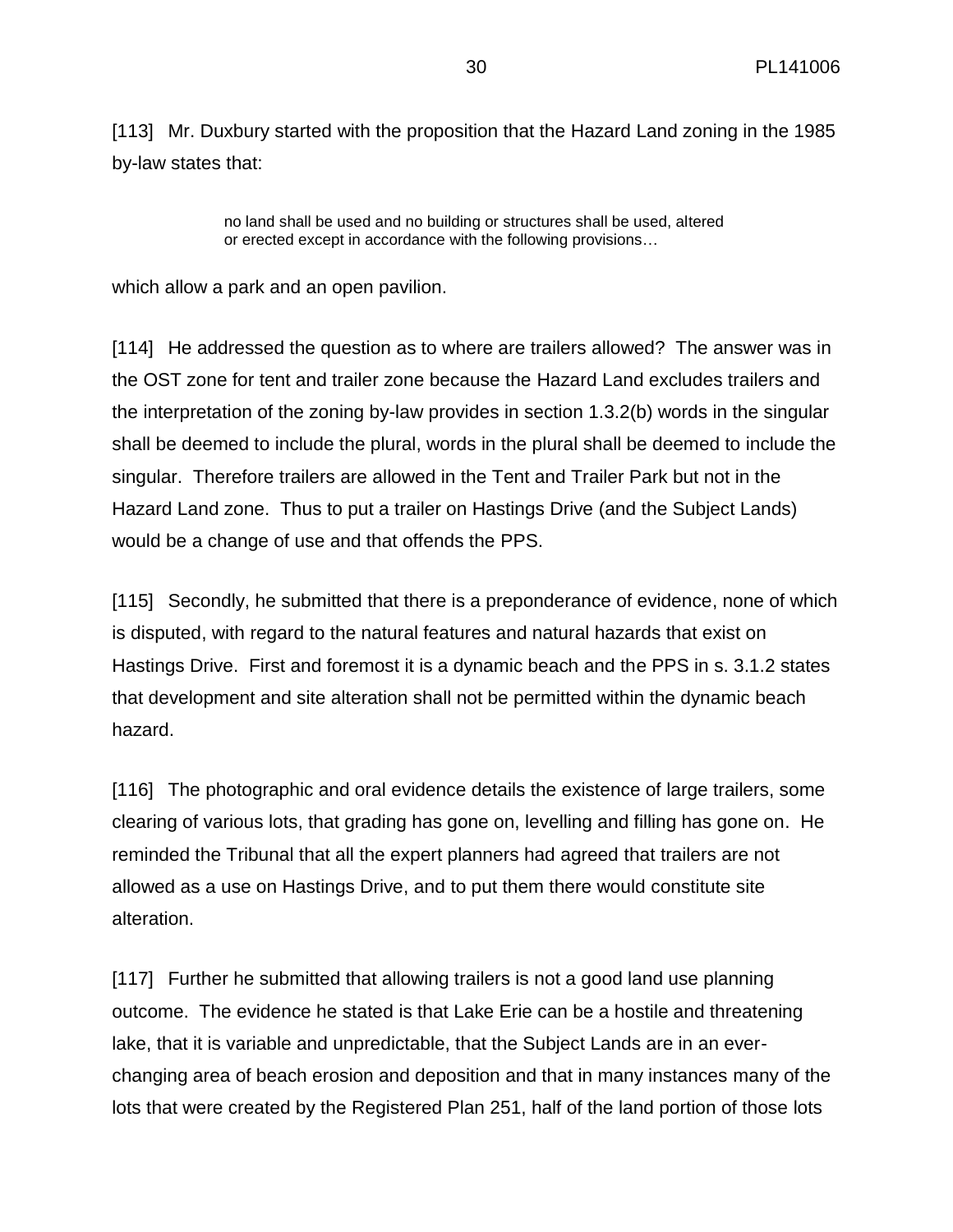[113] Mr. Duxbury started with the proposition that the Hazard Land zoning in the 1985 by-law states that:

> no land shall be used and no building or structures shall be used, altered or erected except in accordance with the following provisions…

which allow a park and an open pavilion.

[114] He addressed the question as to where are trailers allowed? The answer was in the OST zone for tent and trailer zone because the Hazard Land excludes trailers and the interpretation of the zoning by-law provides in section 1.3.2(b) words in the singular shall be deemed to include the plural, words in the plural shall be deemed to include the singular. Therefore trailers are allowed in the Tent and Trailer Park but not in the Hazard Land zone. Thus to put a trailer on Hastings Drive (and the Subject Lands) would be a change of use and that offends the PPS.

[115] Secondly, he submitted that there is a preponderance of evidence, none of which is disputed, with regard to the natural features and natural hazards that exist on Hastings Drive. First and foremost it is a dynamic beach and the PPS in s. 3.1.2 states that development and site alteration shall not be permitted within the dynamic beach hazard.

[116] The photographic and oral evidence details the existence of large trailers, some clearing of various lots, that grading has gone on, levelling and filling has gone on. He reminded the Tribunal that all the expert planners had agreed that trailers are not allowed as a use on Hastings Drive, and to put them there would constitute site alteration.

[117] Further he submitted that allowing trailers is not a good land use planning outcome. The evidence he stated is that Lake Erie can be a hostile and threatening lake, that it is variable and unpredictable, that the Subject Lands are in an ever-changing area of beach erosion and deposition and that in many instances many of the lots that were created by the Registered Plan 251, half of the land portion of those lots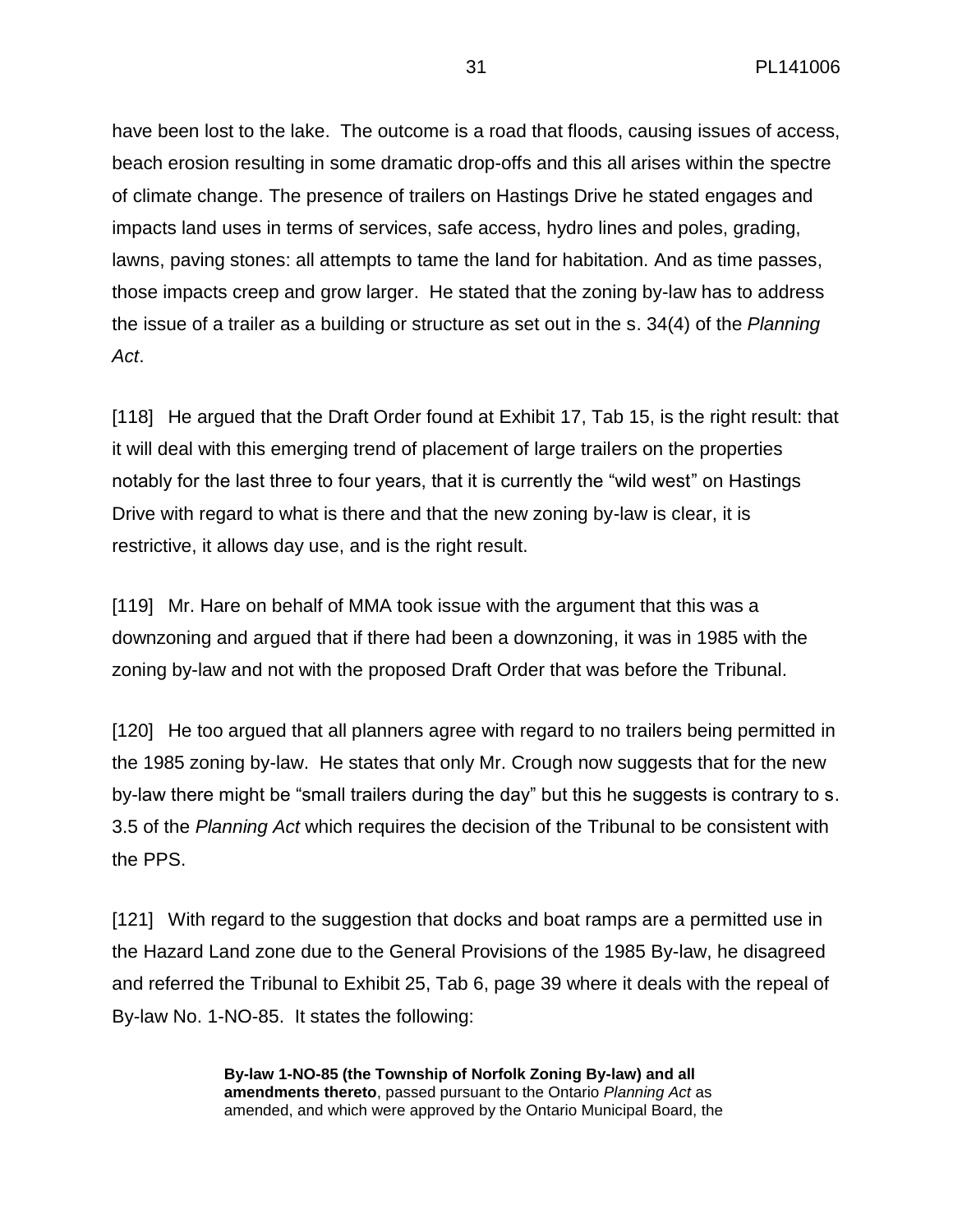have been lost to the lake. The outcome is a road that floods, causing issues of access, beach erosion resulting in some dramatic drop-offs and this all arises within the spectre of climate change. The presence of trailers on Hastings Drive he stated engages and impacts land uses in terms of services, safe access, hydro lines and poles, grading, lawns, paving stones: all attempts to tame the land for habitation. And as time passes, those impacts creep and grow larger. He stated that the zoning by-law has to address the issue of a trailer as a building or structure as set out in the s. 34(4) of the *Planning Act*.

[118] He argued that the Draft Order found at Exhibit 17, Tab 15, is the right result: that it will deal with this emerging trend of placement of large trailers on the properties notably for the last three to four years, that it is currently the "wild west" on Hastings Drive with regard to what is there and that the new zoning by-law is clear, it is restrictive, it allows day use, and is the right result.

[119] Mr. Hare on behalf of MMA took issue with the argument that this was a downzoning and argued that if there had been a downzoning, it was in 1985 with the zoning by-law and not with the proposed Draft Order that was before the Tribunal.

[120] He too argued that all planners agree with regard to no trailers being permitted in the 1985 zoning by-law. He states that only Mr. Crough now suggests that for the new by-law there might be "small trailers during the day" but this he suggests is contrary to s. 3.5 of the *Planning Act* which requires the decision of the Tribunal to be consistent with the PPS.

[121] With regard to the suggestion that docks and boat ramps are a permitted use in the Hazard Land zone due to the General Provisions of the 1985 By-law, he disagreed and referred the Tribunal to Exhibit 25, Tab 6, page 39 where it deals with the repeal of By-law No. 1-NO-85. It states the following:

> **By-law 1-NO-85 (the Township of Norfolk Zoning By-law) and all amendments thereto**, passed pursuant to the Ontario *Planning Act* as amended, and which were approved by the Ontario Municipal Board, the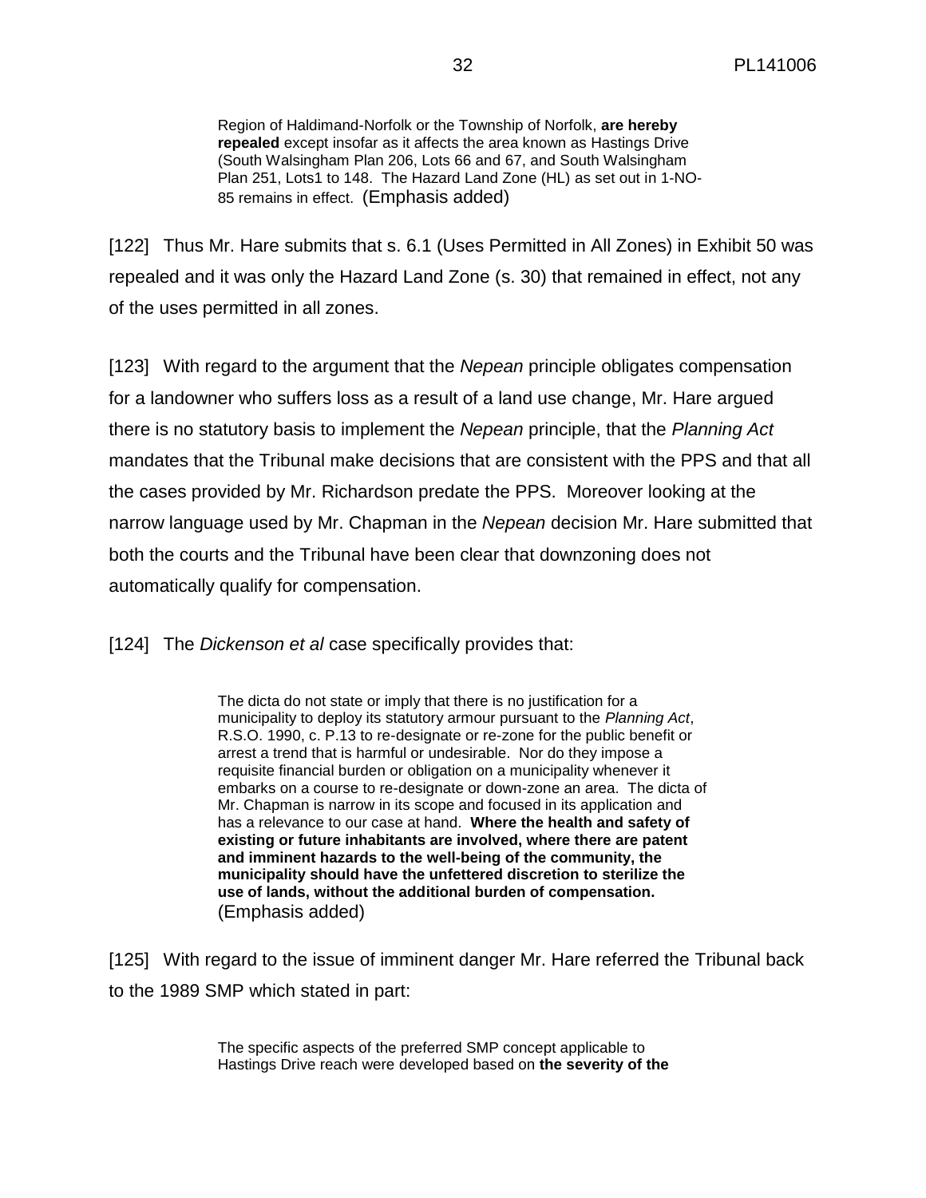> Region of Haldimand-Norfolk or the Township of Norfolk, **are hereby repealed** except insofar as it affects the area known as Hastings Drive (South Walsingham Plan 206, Lots 66 and 67, and South Walsingham Plan 251, Lots1 to 148. The Hazard Land Zone (HL) as set out in 1-NO-85 remains in effect. (Emphasis added)

[122] Thus Mr. Hare submits that s. 6.1 (Uses Permitted in All Zones) in Exhibit 50 was repealed and it was only the Hazard Land Zone (s. 30) that remained in effect, not any of the uses permitted in all zones.

[123] With regard to the argument that the *Nepean* principle obligates compensation for a landowner who suffers loss as a result of a land use change, Mr. Hare argued there is no statutory basis to implement the *Nepean* principle, that the *Planning Act* mandates that the Tribunal make decisions that are consistent with the PPS and that all the cases provided by Mr. Richardson predate the PPS. Moreover looking at the narrow language used by Mr. Chapman in the *Nepean* decision Mr. Hare submitted that both the courts and the Tribunal have been clear that downzoning does not automatically qualify for compensation.

[124] The *Dickenson et al* case specifically provides that:

> The dicta do not state or imply that there is no justification for a municipality to deploy its statutory armour pursuant to the *Planning Act*, R.S.O. 1990, c. P.13 to re-designate or re-zone for the public benefit or arrest a trend that is harmful or undesirable. Nor do they impose a requisite financial burden or obligation on a municipality whenever it embarks on a course to re-designate or down-zone an area. The dicta of Mr. Chapman is narrow in its scope and focused in its application and has a relevance to our case at hand. **Where the health and safety of existing or future inhabitants are involved, where there are patent and imminent hazards to the well-being of the community, the municipality should have the unfettered discretion to sterilize the use of lands, without the additional burden of compensation.** (Emphasis added)

[125] With regard to the issue of imminent danger Mr. Hare referred the Tribunal back to the 1989 SMP which stated in part:

> The specific aspects of the preferred SMP concept applicable to Hastings Drive reach were developed based on **the severity of the**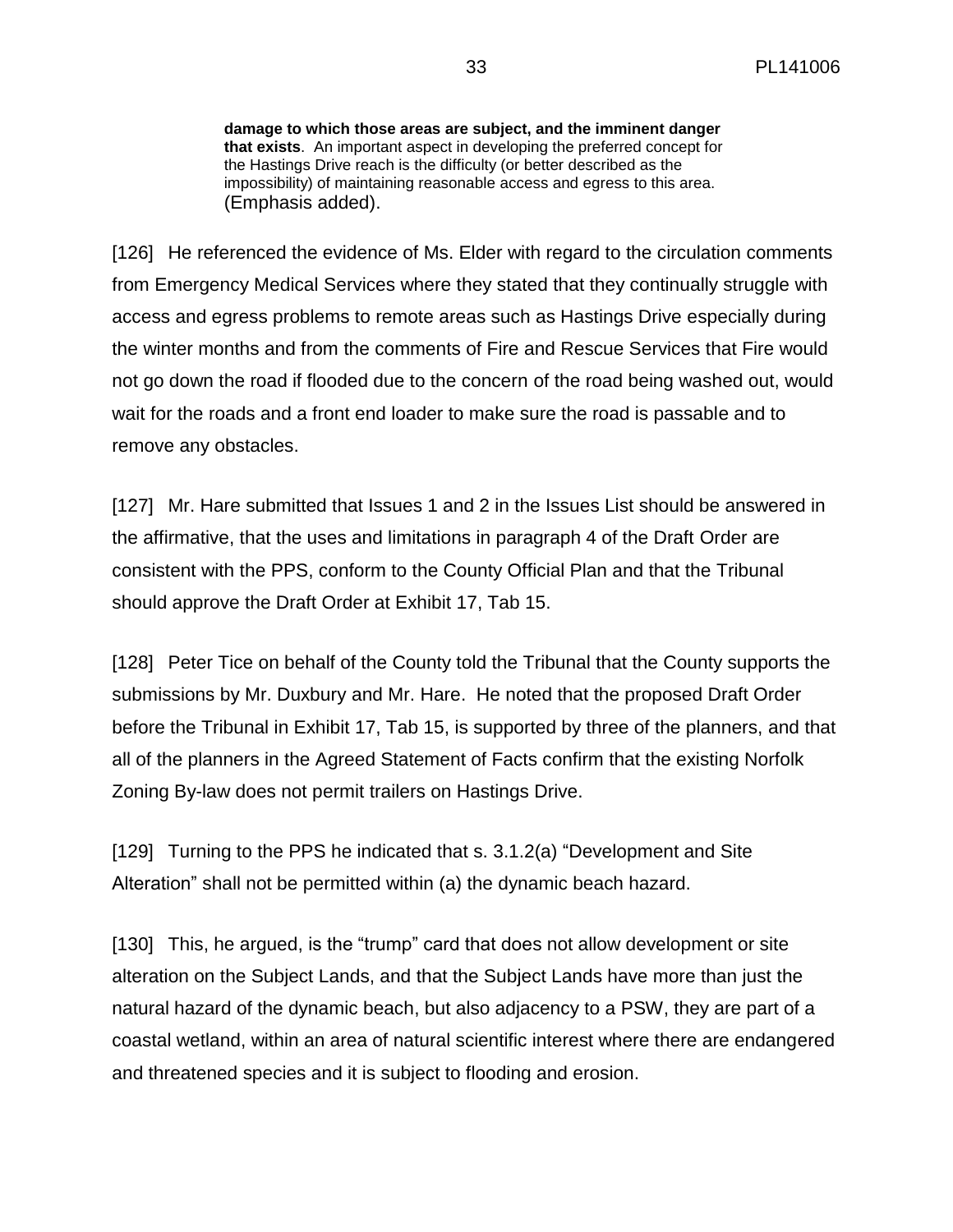> **damage to which those areas are subject, and the imminent danger that exists**. An important aspect in developing the preferred concept for the Hastings Drive reach is the difficulty (or better described as the impossibility) of maintaining reasonable access and egress to this area. (Emphasis added).

[126] He referenced the evidence of Ms. Elder with regard to the circulation comments from Emergency Medical Services where they stated that they continually struggle with access and egress problems to remote areas such as Hastings Drive especially during the winter months and from the comments of Fire and Rescue Services that Fire would not go down the road if flooded due to the concern of the road being washed out, would wait for the roads and a front end loader to make sure the road is passable and to remove any obstacles.

[127] Mr. Hare submitted that Issues 1 and 2 in the Issues List should be answered in the affirmative, that the uses and limitations in paragraph 4 of the Draft Order are consistent with the PPS, conform to the County Official Plan and that the Tribunal should approve the Draft Order at Exhibit 17, Tab 15.

[128] Peter Tice on behalf of the County told the Tribunal that the County supports the submissions by Mr. Duxbury and Mr. Hare. He noted that the proposed Draft Order before the Tribunal in Exhibit 17, Tab 15, is supported by three of the planners, and that all of the planners in the Agreed Statement of Facts confirm that the existing Norfolk Zoning By-law does not permit trailers on Hastings Drive.

[129] Turning to the PPS he indicated that s. 3.1.2(a) "Development and Site Alteration" shall not be permitted within (a) the dynamic beach hazard.

[130] This, he argued, is the "trump" card that does not allow development or site alteration on the Subject Lands, and that the Subject Lands have more than just the natural hazard of the dynamic beach, but also adjacency to a PSW, they are part of a coastal wetland, within an area of natural scientific interest where there are endangered and threatened species and it is subject to flooding and erosion.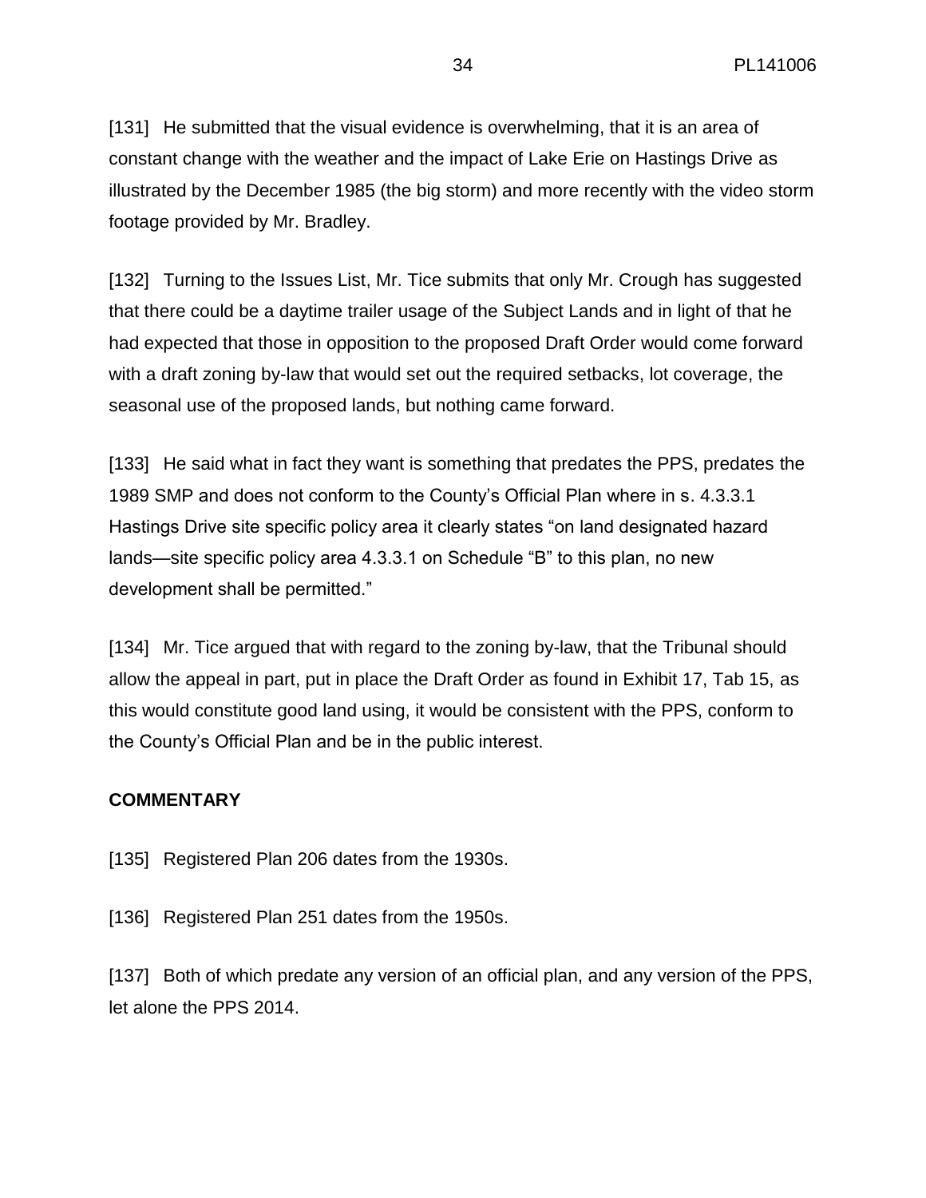[131] He submitted that the visual evidence is overwhelming, that it is an area of constant change with the weather and the impact of Lake Erie on Hastings Drive as illustrated by the December 1985 (the big storm) and more recently with the video storm footage provided by Mr. Bradley.

[132] Turning to the Issues List, Mr. Tice submits that only Mr. Crough has suggested that there could be a daytime trailer usage of the Subject Lands and in light of that he had expected that those in opposition to the proposed Draft Order would come forward with a draft zoning by-law that would set out the required setbacks, lot coverage, the seasonal use of the proposed lands, but nothing came forward.

[133] He said what in fact they want is something that predates the PPS, predates the 1989 SMP and does not conform to the County's Official Plan where in s. 4.3.3.1 Hastings Drive site specific policy area it clearly states "on land designated hazard lands—site specific policy area 4.3.3.1 on Schedule "B" to this plan, no new development shall be permitted."

[134] Mr. Tice argued that with regard to the zoning by-law, that the Tribunal should allow the appeal in part, put in place the Draft Order as found in Exhibit 17, Tab 15, as this would constitute good land using, it would be consistent with the PPS, conform to the County's Official Plan and be in the public interest.

**COMMENTARY**

[135] Registered Plan 206 dates from the 1930s.

[136] Registered Plan 251 dates from the 1950s.

[137] Both of which predate any version of an official plan, and any version of the PPS, let alone the PPS 2014.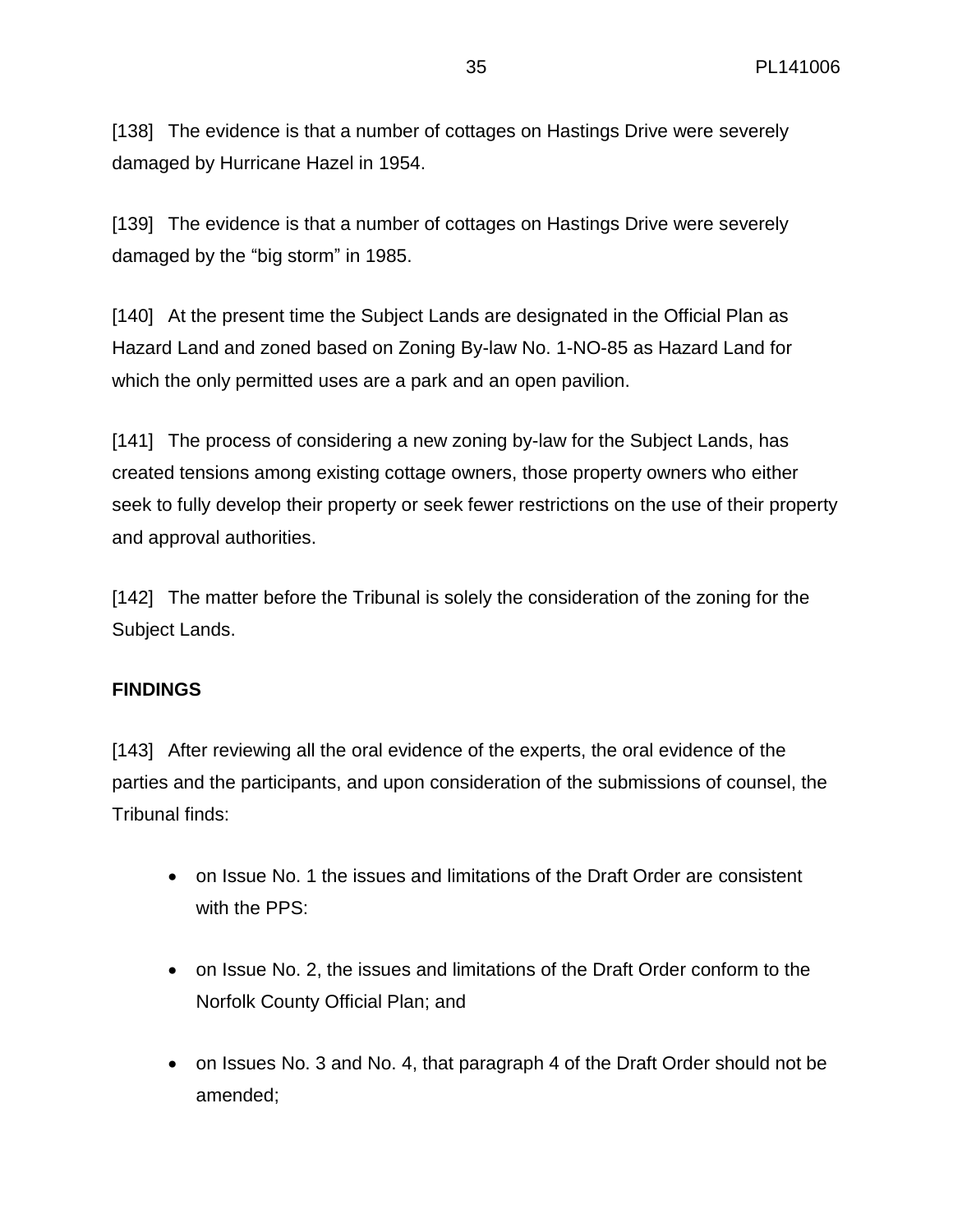[138] The evidence is that a number of cottages on Hastings Drive were severely damaged by Hurricane Hazel in 1954.

[139] The evidence is that a number of cottages on Hastings Drive were severely damaged by the "big storm" in 1985.

[140] At the present time the Subject Lands are designated in the Official Plan as Hazard Land and zoned based on Zoning By-law No. 1-NO-85 as Hazard Land for which the only permitted uses are a park and an open pavilion.

[141] The process of considering a new zoning by-law for the Subject Lands, has created tensions among existing cottage owners, those property owners who either seek to fully develop their property or seek fewer restrictions on the use of their property and approval authorities.

[142] The matter before the Tribunal is solely the consideration of the zoning for the Subject Lands.

**FINDINGS**

[143] After reviewing all the oral evidence of the experts, the oral evidence of the parties and the participants, and upon consideration of the submissions of counsel, the Tribunal finds:

- on Issue No. 1 the issues and limitations of the Draft Order are consistent with the PPS:
- on Issue No. 2, the issues and limitations of the Draft Order conform to the Norfolk County Official Plan; and
- on Issues No. 3 and No. 4, that paragraph 4 of the Draft Order should not be amended;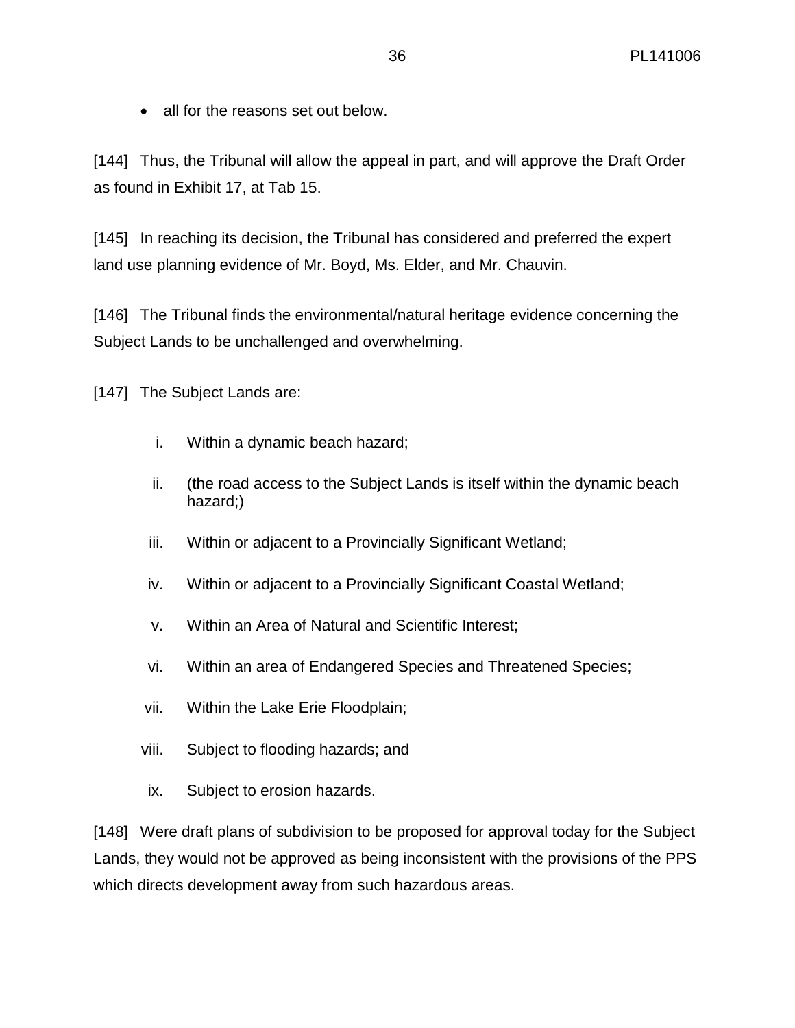- all for the reasons set out below.

[144] Thus, the Tribunal will allow the appeal in part, and will approve the Draft Order as found in Exhibit 17, at Tab 15.

[145] In reaching its decision, the Tribunal has considered and preferred the expert land use planning evidence of Mr. Boyd, Ms. Elder, and Mr. Chauvin.

[146] The Tribunal finds the environmental/natural heritage evidence concerning the Subject Lands to be unchallenged and overwhelming.

[147] The Subject Lands are:

i. Within a dynamic beach hazard;

ii. (the road access to the Subject Lands is itself within the dynamic beach hazard;)

iii. Within or adjacent to a Provincially Significant Wetland;

iv. Within or adjacent to a Provincially Significant Coastal Wetland;

v. Within an Area of Natural and Scientific Interest;

vi. Within an area of Endangered Species and Threatened Species;

vii. Within the Lake Erie Floodplain;

viii. Subject to flooding hazards; and

ix. Subject to erosion hazards.

[148] Were draft plans of subdivision to be proposed for approval today for the Subject Lands, they would not be approved as being inconsistent with the provisions of the PPS which directs development away from such hazardous areas.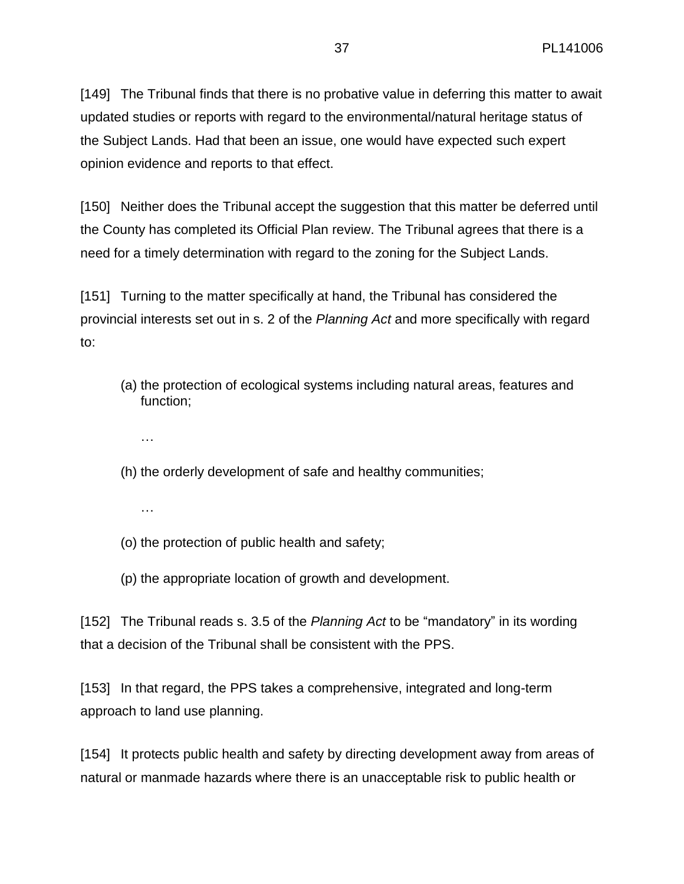[149] The Tribunal finds that there is no probative value in deferring this matter to await updated studies or reports with regard to the environmental/natural heritage status of the Subject Lands. Had that been an issue, one would have expected such expert opinion evidence and reports to that effect.

[150] Neither does the Tribunal accept the suggestion that this matter be deferred until the County has completed its Official Plan review. The Tribunal agrees that there is a need for a timely determination with regard to the zoning for the Subject Lands.

[151] Turning to the matter specifically at hand, the Tribunal has considered the provincial interests set out in s. 2 of the *Planning Act* and more specifically with regard to:

> (a) the protection of ecological systems including natural areas, features and function;
>
> …
>
> (h) the orderly development of safe and healthy communities;
>
> …
>
> (o) the protection of public health and safety;
>
> (p) the appropriate location of growth and development.

[152] The Tribunal reads s. 3.5 of the *Planning Act* to be "mandatory" in its wording that a decision of the Tribunal shall be consistent with the PPS.

[153] In that regard, the PPS takes a comprehensive, integrated and long-term approach to land use planning.

[154] It protects public health and safety by directing development away from areas of natural or manmade hazards where there is an unacceptable risk to public health or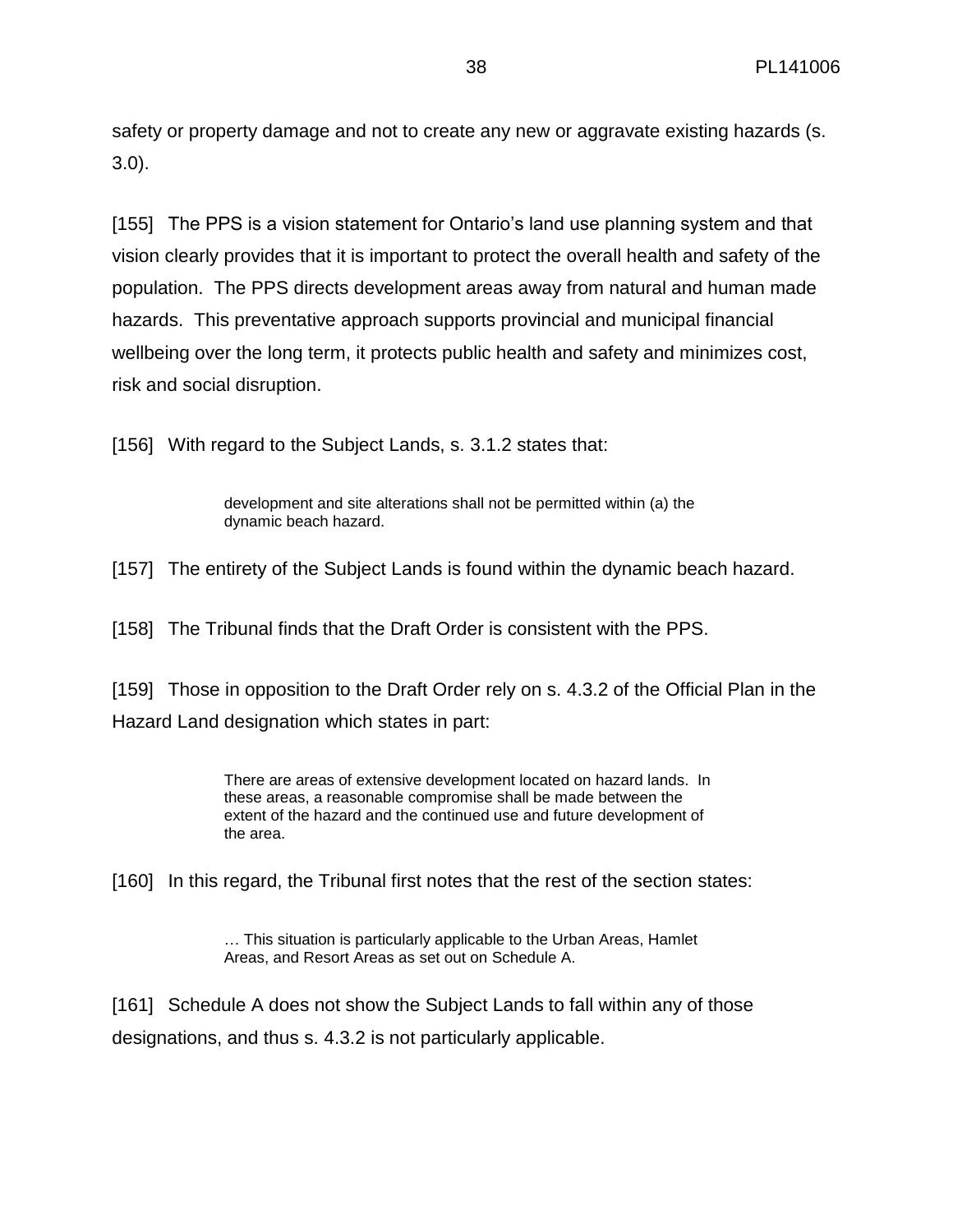safety or property damage and not to create any new or aggravate existing hazards (s. 3.0).

[155] The PPS is a vision statement for Ontario's land use planning system and that vision clearly provides that it is important to protect the overall health and safety of the population. The PPS directs development areas away from natural and human made hazards. This preventative approach supports provincial and municipal financial wellbeing over the long term, it protects public health and safety and minimizes cost, risk and social disruption.

[156] With regard to the Subject Lands, s. 3.1.2 states that:

> development and site alterations shall not be permitted within (a) the dynamic beach hazard.

[157] The entirety of the Subject Lands is found within the dynamic beach hazard.

[158] The Tribunal finds that the Draft Order is consistent with the PPS.

[159] Those in opposition to the Draft Order rely on s. 4.3.2 of the Official Plan in the Hazard Land designation which states in part:

> There are areas of extensive development located on hazard lands. In these areas, a reasonable compromise shall be made between the extent of the hazard and the continued use and future development of the area.

[160] In this regard, the Tribunal first notes that the rest of the section states:

> … This situation is particularly applicable to the Urban Areas, Hamlet Areas, and Resort Areas as set out on Schedule A.

[161] Schedule A does not show the Subject Lands to fall within any of those designations, and thus s. 4.3.2 is not particularly applicable.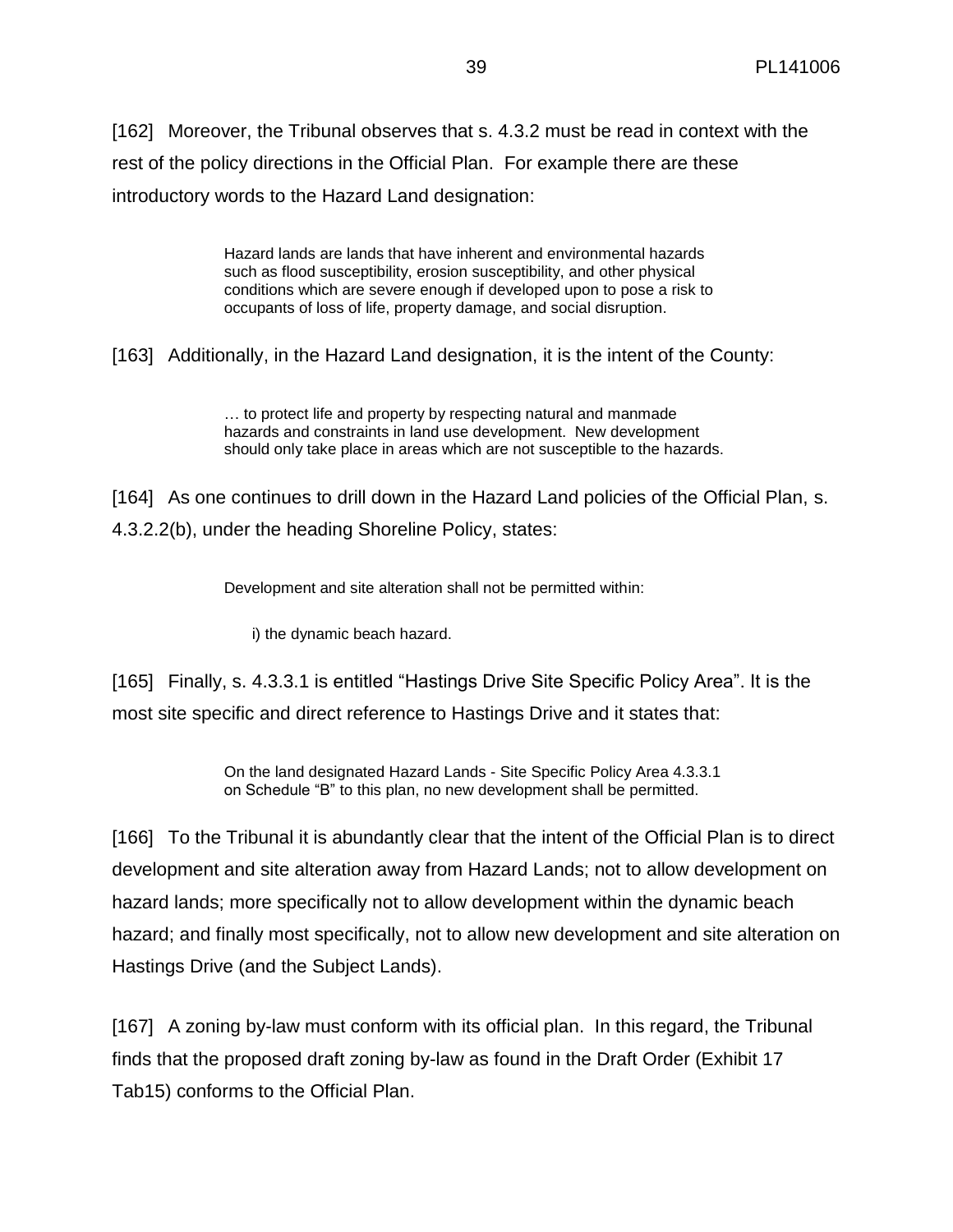[162] Moreover, the Tribunal observes that s. 4.3.2 must be read in context with the rest of the policy directions in the Official Plan. For example there are these introductory words to the Hazard Land designation:

> Hazard lands are lands that have inherent and environmental hazards such as flood susceptibility, erosion susceptibility, and other physical conditions which are severe enough if developed upon to pose a risk to occupants of loss of life, property damage, and social disruption.

[163] Additionally, in the Hazard Land designation, it is the intent of the County:

> … to protect life and property by respecting natural and manmade hazards and constraints in land use development. New development should only take place in areas which are not susceptible to the hazards.

[164] As one continues to drill down in the Hazard Land policies of the Official Plan, s. 4.3.2.2(b), under the heading Shoreline Policy, states:

> Development and site alteration shall not be permitted within:
>
> i) the dynamic beach hazard.

[165] Finally, s. 4.3.3.1 is entitled "Hastings Drive Site Specific Policy Area". It is the most site specific and direct reference to Hastings Drive and it states that:

> On the land designated Hazard Lands - Site Specific Policy Area 4.3.3.1 on Schedule "B" to this plan, no new development shall be permitted.

[166] To the Tribunal it is abundantly clear that the intent of the Official Plan is to direct development and site alteration away from Hazard Lands; not to allow development on hazard lands; more specifically not to allow development within the dynamic beach hazard; and finally most specifically, not to allow new development and site alteration on Hastings Drive (and the Subject Lands).

[167] A zoning by-law must conform with its official plan. In this regard, the Tribunal finds that the proposed draft zoning by-law as found in the Draft Order (Exhibit 17 Tab15) conforms to the Official Plan.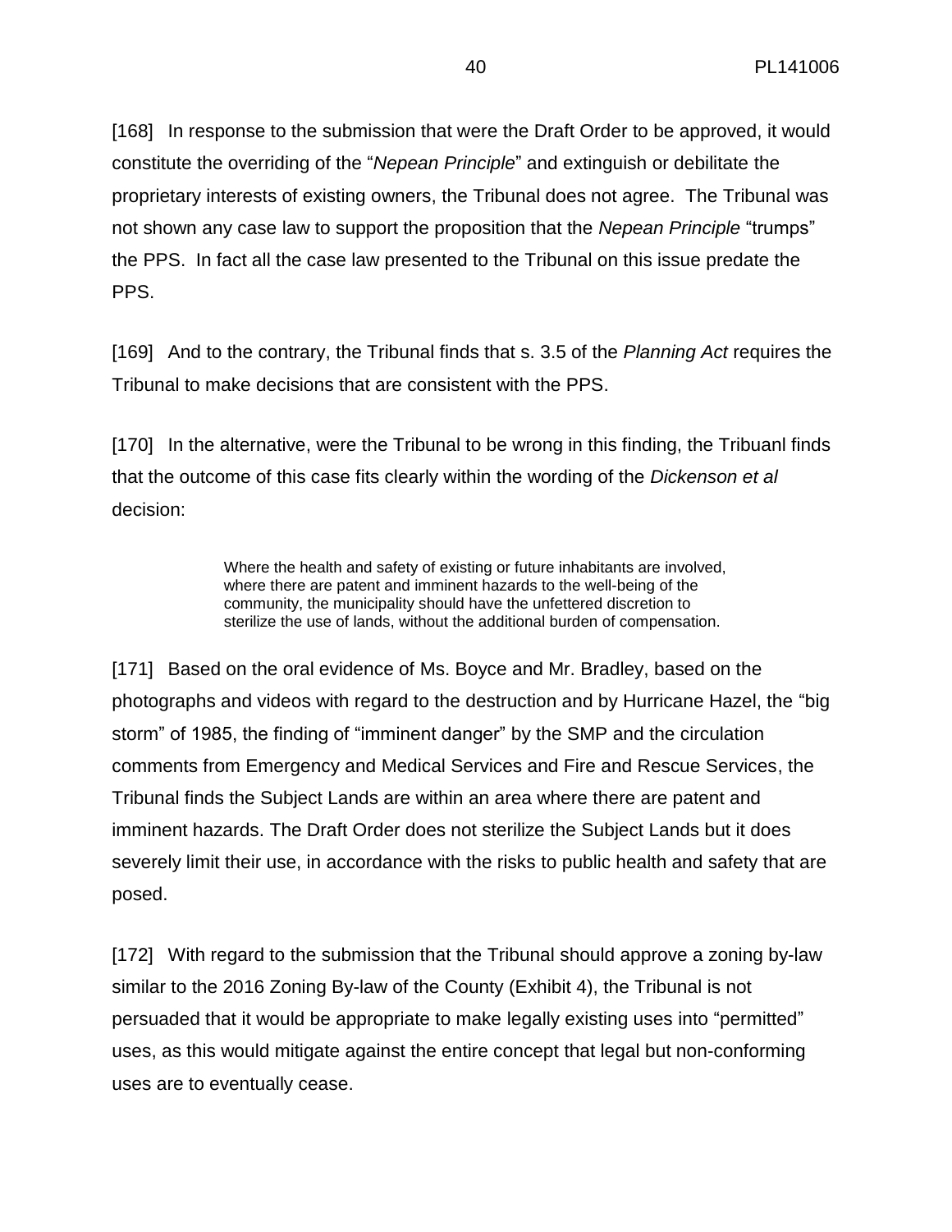[168] In response to the submission that were the Draft Order to be approved, it would constitute the overriding of the "*Nepean Principle*" and extinguish or debilitate the proprietary interests of existing owners, the Tribunal does not agree. The Tribunal was not shown any case law to support the proposition that the *Nepean Principle* "trumps" the PPS. In fact all the case law presented to the Tribunal on this issue predate the PPS.

[169] And to the contrary, the Tribunal finds that s. 3.5 of the *Planning Act* requires the Tribunal to make decisions that are consistent with the PPS.

[170] In the alternative, were the Tribunal to be wrong in this finding, the Tribuanl finds that the outcome of this case fits clearly within the wording of the *Dickenson et al* decision:

> Where the health and safety of existing or future inhabitants are involved, where there are patent and imminent hazards to the well-being of the community, the municipality should have the unfettered discretion to sterilize the use of lands, without the additional burden of compensation.

[171] Based on the oral evidence of Ms. Boyce and Mr. Bradley, based on the photographs and videos with regard to the destruction and by Hurricane Hazel, the "big storm" of 1985, the finding of "imminent danger" by the SMP and the circulation comments from Emergency and Medical Services and Fire and Rescue Services, the Tribunal finds the Subject Lands are within an area where there are patent and imminent hazards. The Draft Order does not sterilize the Subject Lands but it does severely limit their use, in accordance with the risks to public health and safety that are posed.

[172] With regard to the submission that the Tribunal should approve a zoning by-law similar to the 2016 Zoning By-law of the County (Exhibit 4), the Tribunal is not persuaded that it would be appropriate to make legally existing uses into "permitted" uses, as this would mitigate against the entire concept that legal but non-conforming uses are to eventually cease.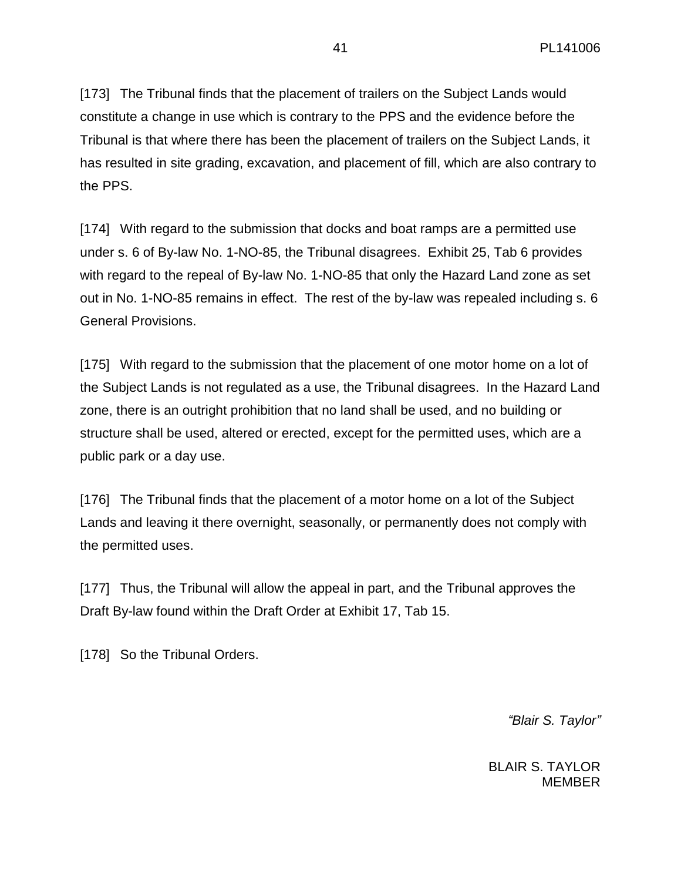[173] The Tribunal finds that the placement of trailers on the Subject Lands would constitute a change in use which is contrary to the PPS and the evidence before the Tribunal is that where there has been the placement of trailers on the Subject Lands, it has resulted in site grading, excavation, and placement of fill, which are also contrary to the PPS.

[174] With regard to the submission that docks and boat ramps are a permitted use under s. 6 of By-law No. 1-NO-85, the Tribunal disagrees. Exhibit 25, Tab 6 provides with regard to the repeal of By-law No. 1-NO-85 that only the Hazard Land zone as set out in No. 1-NO-85 remains in effect. The rest of the by-law was repealed including s. 6 General Provisions.

[175] With regard to the submission that the placement of one motor home on a lot of the Subject Lands is not regulated as a use, the Tribunal disagrees. In the Hazard Land zone, there is an outright prohibition that no land shall be used, and no building or structure shall be used, altered or erected, except for the permitted uses, which are a public park or a day use.

[176] The Tribunal finds that the placement of a motor home on a lot of the Subject Lands and leaving it there overnight, seasonally, or permanently does not comply with the permitted uses.

[177] Thus, the Tribunal will allow the appeal in part, and the Tribunal approves the Draft By-law found within the Draft Order at Exhibit 17, Tab 15.

[178] So the Tribunal Orders.

*"Blair S. Taylor"*

BLAIR S. TAYLOR
MEMBER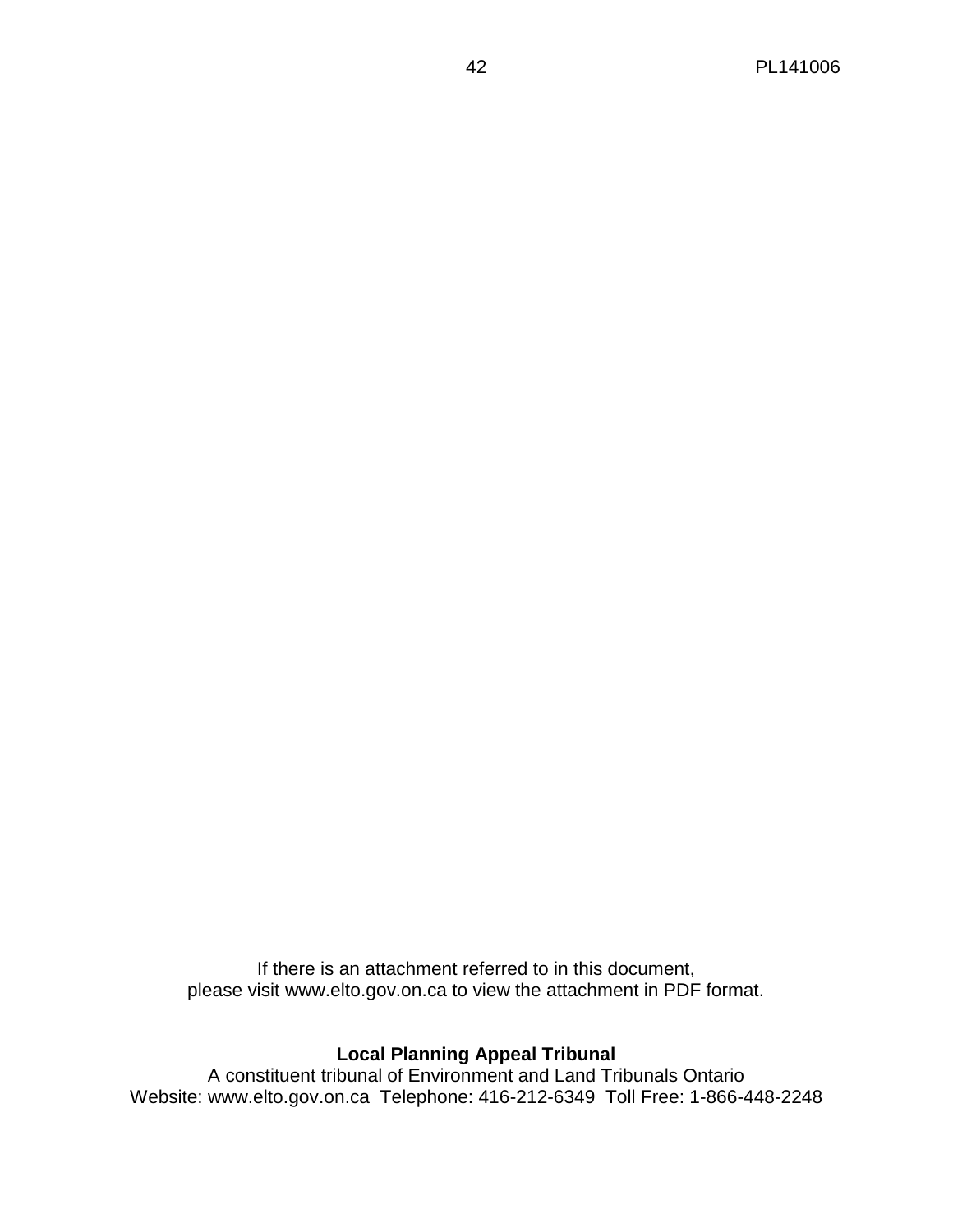If there is an attachment referred to in this document,
please visit www.elto.gov.on.ca to view the attachment in PDF format.

**Local Planning Appeal Tribunal**
A constituent tribunal of Environment and Land Tribunals Ontario
Website: www.elto.gov.on.ca  Telephone: 416-212-6349  Toll Free: 1-866-448-2248